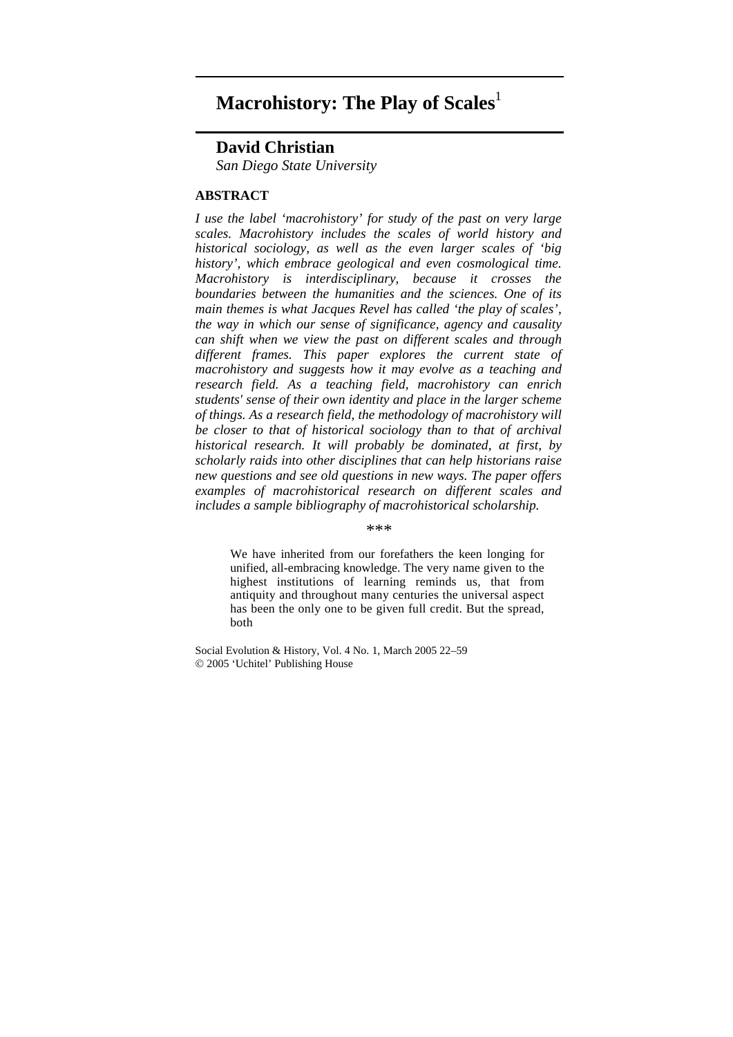# Macrohistory: The Play of Scales[1]

## David Christian

*San Diego State University*

### ABSTRACT

*I use the label 'macrohistory' for study of the past on very large scales. Macrohistory includes the scales of world history and historical sociology, as well as the even larger scales of 'big history', which embrace geological and even cosmological time. Macrohistory is interdisciplinary, because it crosses the boundaries between the humanities and the sciences. One of its main themes is what Jacques Revel has called 'the play of scales', the way in which our sense of significance, agency and causality can shift when we view the past on different scales and through different frames. This paper explores the current state of macrohistory and suggests how it may evolve as a teaching and research field. As a teaching field, macrohistory can enrich students' sense of their own identity and place in the larger scheme of things. As a research field, the methodology of macrohistory will be closer to that of historical sociology than to that of archival historical research. It will probably be dominated, at first, by scholarly raids into other disciplines that can help historians raise new questions and see old questions in new ways. The paper offers examples of macrohistorical research on different scales and includes a sample bibliography of macrohistorical scholarship.*

\*\*\*

> We have inherited from our forefathers the keen longing for unified, all-embracing knowledge. The very name given to the highest institutions of learning reminds us, that from antiquity and throughout many centuries the universal aspect has been the only one to be given full credit. But the spread, both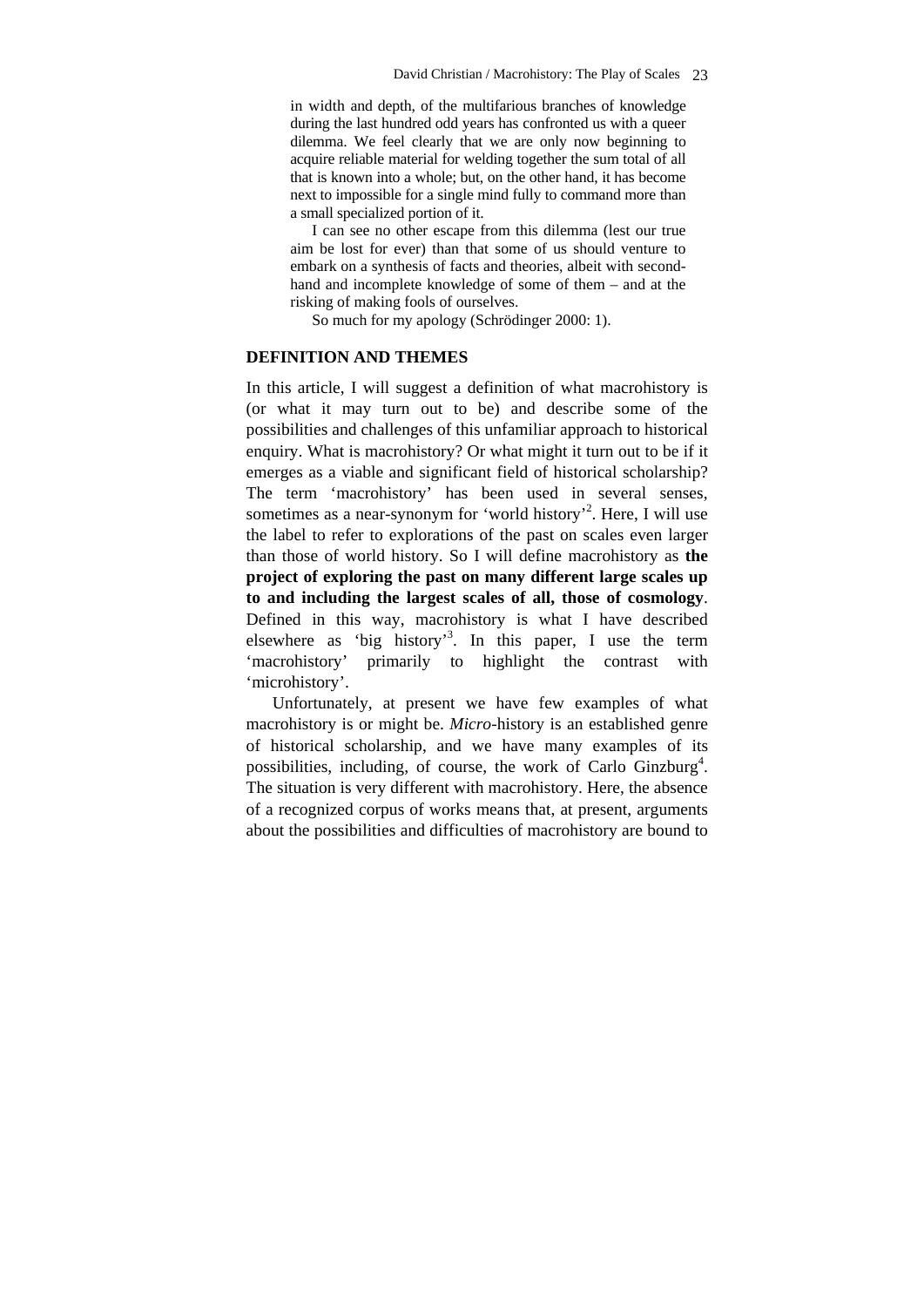in width and depth, of the multifarious branches of knowledge during the last hundred odd years has confronted us with a queer dilemma. We feel clearly that we are only now beginning to acquire reliable material for welding together the sum total of all that is known into a whole; but, on the other hand, it has become next to impossible for a single mind fully to command more than a small specialized portion of it.

I can see no other escape from this dilemma (lest our true aim be lost for ever) than that some of us should venture to embark on a synthesis of facts and theories, albeit with second-hand and incomplete knowledge of some of them – and at the risking of making fools of ourselves.

So much for my apology (Schrödinger 2000: 1).

## DEFINITION AND THEMES

In this article, I will suggest a definition of what macrohistory is (or what it may turn out to be) and describe some of the possibilities and challenges of this unfamiliar approach to historical enquiry. What is macrohistory? Or what might it turn out to be if it emerges as a viable and significant field of historical scholarship? The term 'macrohistory' has been used in several senses, sometimes as a near-synonym for 'world history'[2]. Here, I will use the label to refer to explorations of the past on scales even larger than those of world history. So I will define macrohistory as **the project of exploring the past on many different large scales up to and including the largest scales of all, those of cosmology**. Defined in this way, macrohistory is what I have described elsewhere as 'big history'[3]. In this paper, I use the term 'macrohistory' primarily to highlight the contrast with 'microhistory'.

Unfortunately, at present we have few examples of what macrohistory is or might be. *Micro*-history is an established genre of historical scholarship, and we have many examples of its possibilities, including, of course, the work of Carlo Ginzburg[4]. The situation is very different with macrohistory. Here, the absence of a recognized corpus of works means that, at present, arguments about the possibilities and difficulties of macrohistory are bound to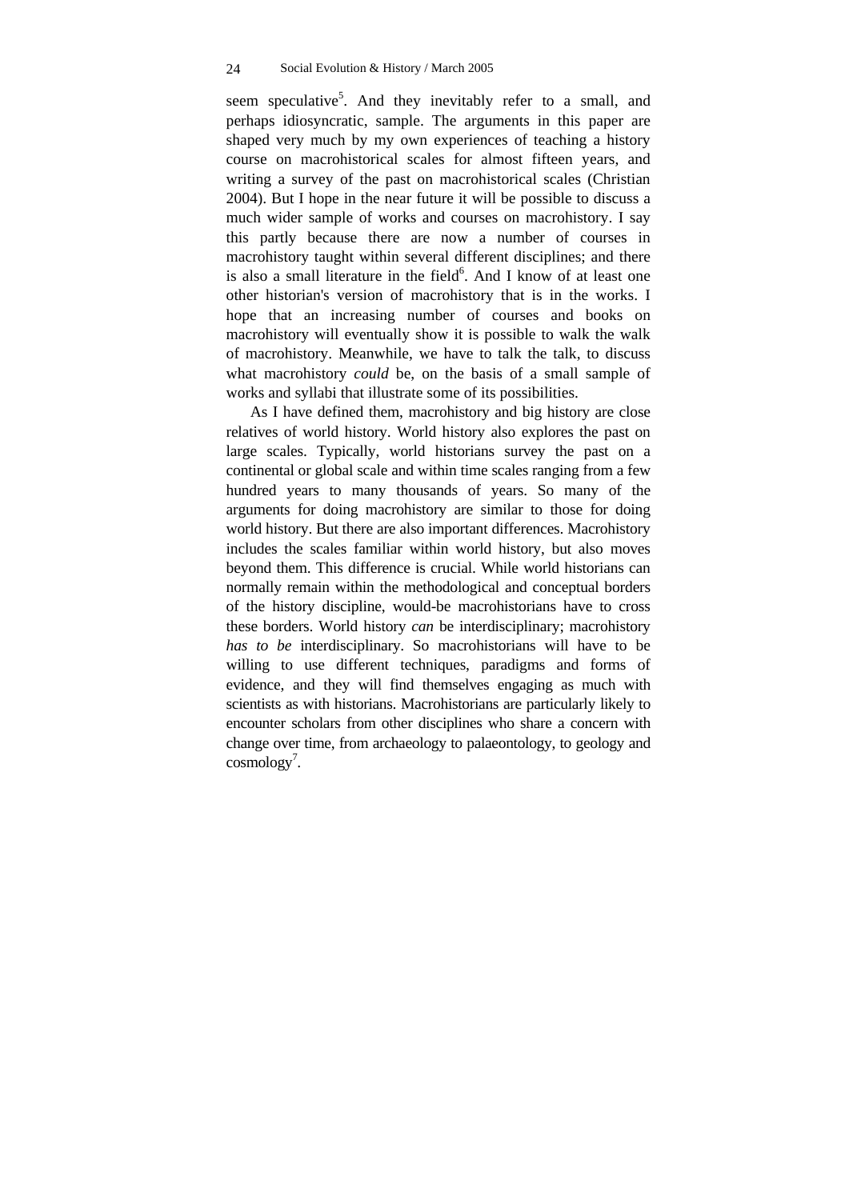seem speculative[5]. And they inevitably refer to a small, and perhaps idiosyncratic, sample. The arguments in this paper are shaped very much by my own experiences of teaching a history course on macrohistorical scales for almost fifteen years, and writing a survey of the past on macrohistorical scales (Christian 2004). But I hope in the near future it will be possible to discuss a much wider sample of works and courses on macrohistory. I say this partly because there are now a number of courses in macrohistory taught within several different disciplines; and there is also a small literature in the field[6]. And I know of at least one other historian's version of macrohistory that is in the works. I hope that an increasing number of courses and books on macrohistory will eventually show it is possible to walk the walk of macrohistory. Meanwhile, we have to talk the talk, to discuss what macrohistory *could* be, on the basis of a small sample of works and syllabi that illustrate some of its possibilities.

As I have defined them, macrohistory and big history are close relatives of world history. World history also explores the past on large scales. Typically, world historians survey the past on a continental or global scale and within time scales ranging from a few hundred years to many thousands of years. So many of the arguments for doing macrohistory are similar to those for doing world history. But there are also important differences. Macrohistory includes the scales familiar within world history, but also moves beyond them. This difference is crucial. While world historians can normally remain within the methodological and conceptual borders of the history discipline, would-be macrohistorians have to cross these borders. World history *can* be interdisciplinary; macrohistory *has to be* interdisciplinary. So macrohistorians will have to be willing to use different techniques, paradigms and forms of evidence, and they will find themselves engaging as much with scientists as with historians. Macrohistorians are particularly likely to encounter scholars from other disciplines who share a concern with change over time, from archaeology to palaeontology, to geology and cosmology[7].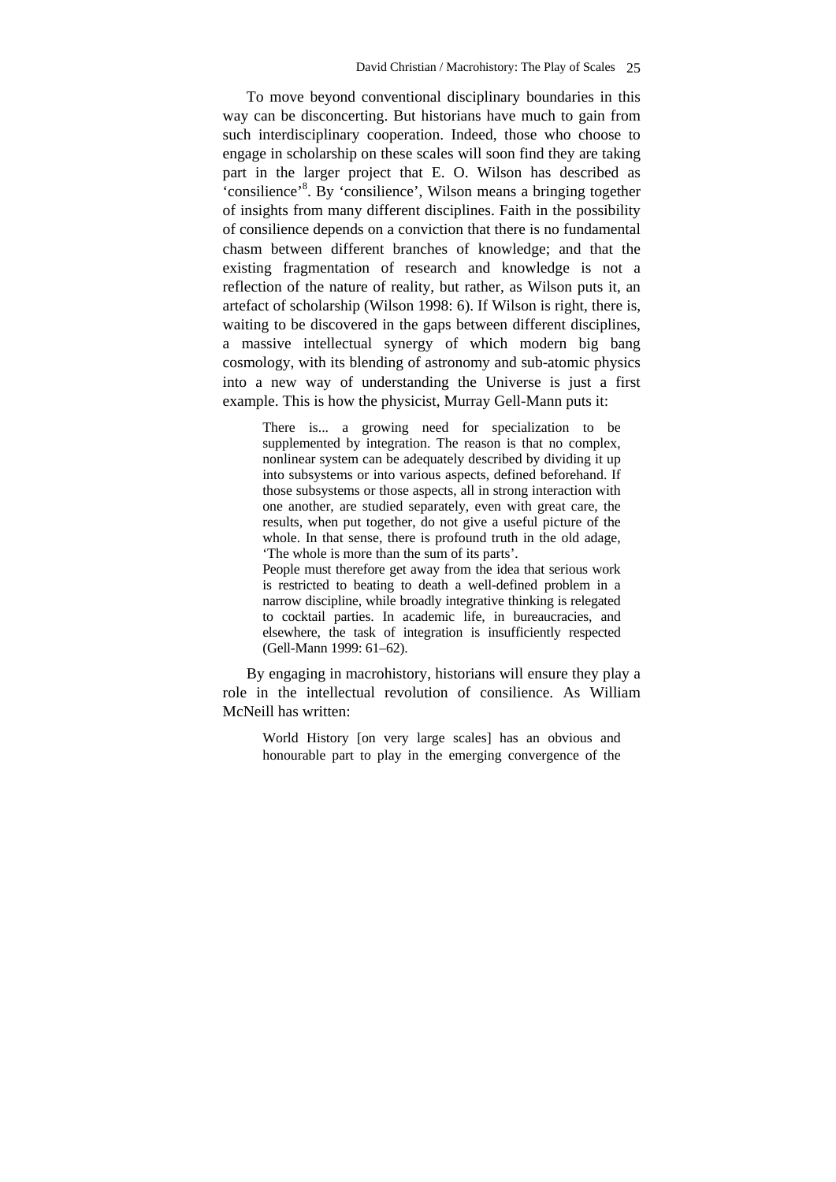To move beyond conventional disciplinary boundaries in this way can be disconcerting. But historians have much to gain from such interdisciplinary cooperation. Indeed, those who choose to engage in scholarship on these scales will soon find they are taking part in the larger project that E. O. Wilson has described as 'consilience'[8]. By 'consilience', Wilson means a bringing together of insights from many different disciplines. Faith in the possibility of consilience depends on a conviction that there is no fundamental chasm between different branches of knowledge; and that the existing fragmentation of research and knowledge is not a reflection of the nature of reality, but rather, as Wilson puts it, an artefact of scholarship (Wilson 1998: 6). If Wilson is right, there is, waiting to be discovered in the gaps between different disciplines, a massive intellectual synergy of which modern big bang cosmology, with its blending of astronomy and sub-atomic physics into a new way of understanding the Universe is just a first example. This is how the physicist, Murray Gell-Mann puts it:

> There is... a growing need for specialization to be supplemented by integration. The reason is that no complex, nonlinear system can be adequately described by dividing it up into subsystems or into various aspects, defined beforehand. If those subsystems or those aspects, all in strong interaction with one another, are studied separately, even with great care, the results, when put together, do not give a useful picture of the whole. In that sense, there is profound truth in the old adage, 'The whole is more than the sum of its parts'.
> People must therefore get away from the idea that serious work is restricted to beating to death a well-defined problem in a narrow discipline, while broadly integrative thinking is relegated to cocktail parties. In academic life, in bureaucracies, and elsewhere, the task of integration is insufficiently respected (Gell-Mann 1999: 61–62).

By engaging in macrohistory, historians will ensure they play a role in the intellectual revolution of consilience. As William McNeill has written:

> World History [on very large scales] has an obvious and honourable part to play in the emerging convergence of the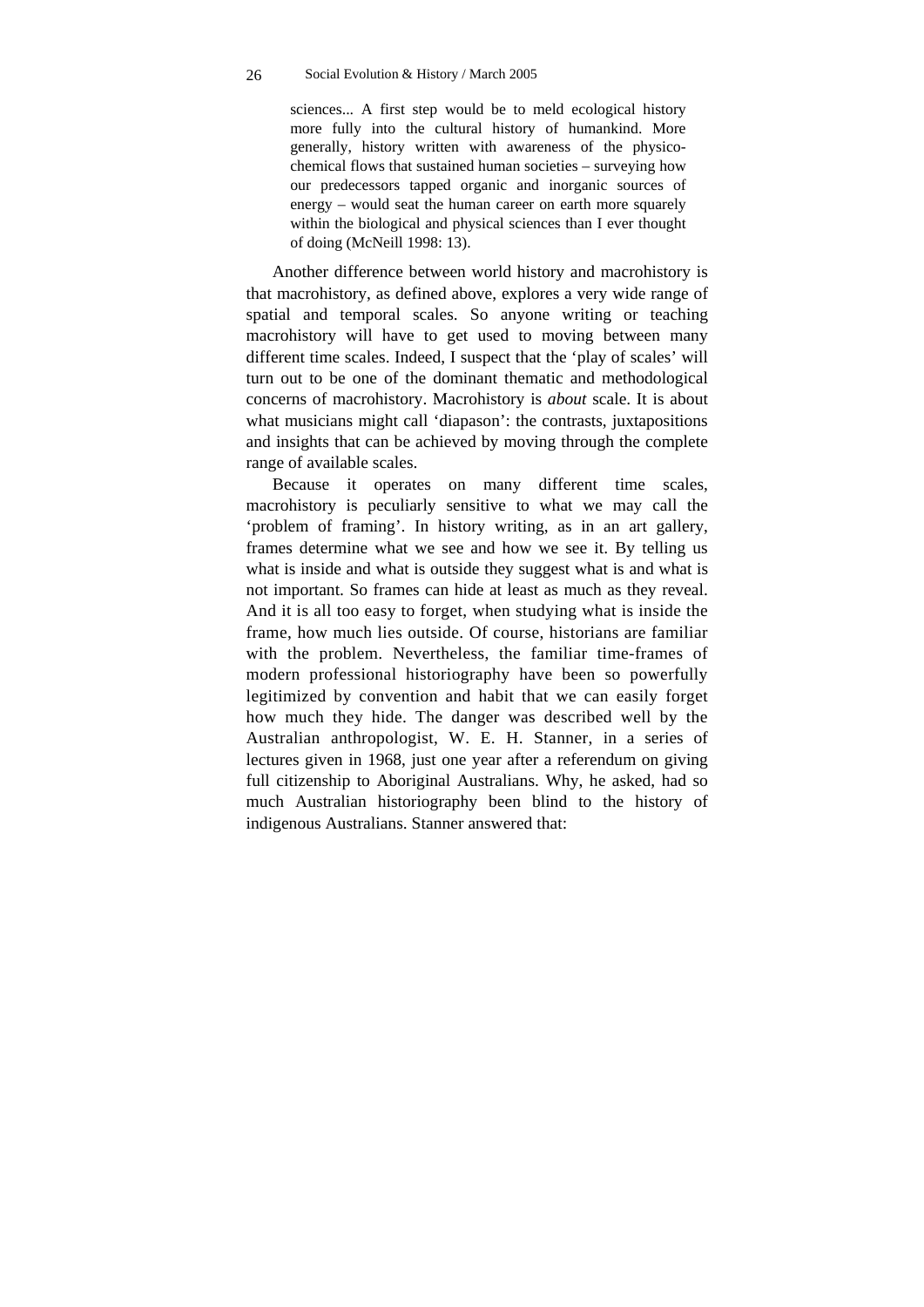> sciences... A first step would be to meld ecological history more fully into the cultural history of humankind. More generally, history written with awareness of the physico-chemical flows that sustained human societies – surveying how our predecessors tapped organic and inorganic sources of energy – would seat the human career on earth more squarely within the biological and physical sciences than I ever thought of doing (McNeill 1998: 13).

Another difference between world history and macrohistory is that macrohistory, as defined above, explores a very wide range of spatial and temporal scales. So anyone writing or teaching macrohistory will have to get used to moving between many different time scales. Indeed, I suspect that the 'play of scales' will turn out to be one of the dominant thematic and methodological concerns of macrohistory. Macrohistory is *about* scale. It is about what musicians might call 'diapason': the contrasts, juxtapositions and insights that can be achieved by moving through the complete range of available scales.

Because it operates on many different time scales, macrohistory is peculiarly sensitive to what we may call the 'problem of framing'. In history writing, as in an art gallery, frames determine what we see and how we see it. By telling us what is inside and what is outside they suggest what is and what is not important. So frames can hide at least as much as they reveal. And it is all too easy to forget, when studying what is inside the frame, how much lies outside. Of course, historians are familiar with the problem. Nevertheless, the familiar time-frames of modern professional historiography have been so powerfully legitimized by convention and habit that we can easily forget how much they hide. The danger was described well by the Australian anthropologist, W. E. H. Stanner, in a series of lectures given in 1968, just one year after a referendum on giving full citizenship to Aboriginal Australians. Why, he asked, had so much Australian historiography been blind to the history of indigenous Australians. Stanner answered that: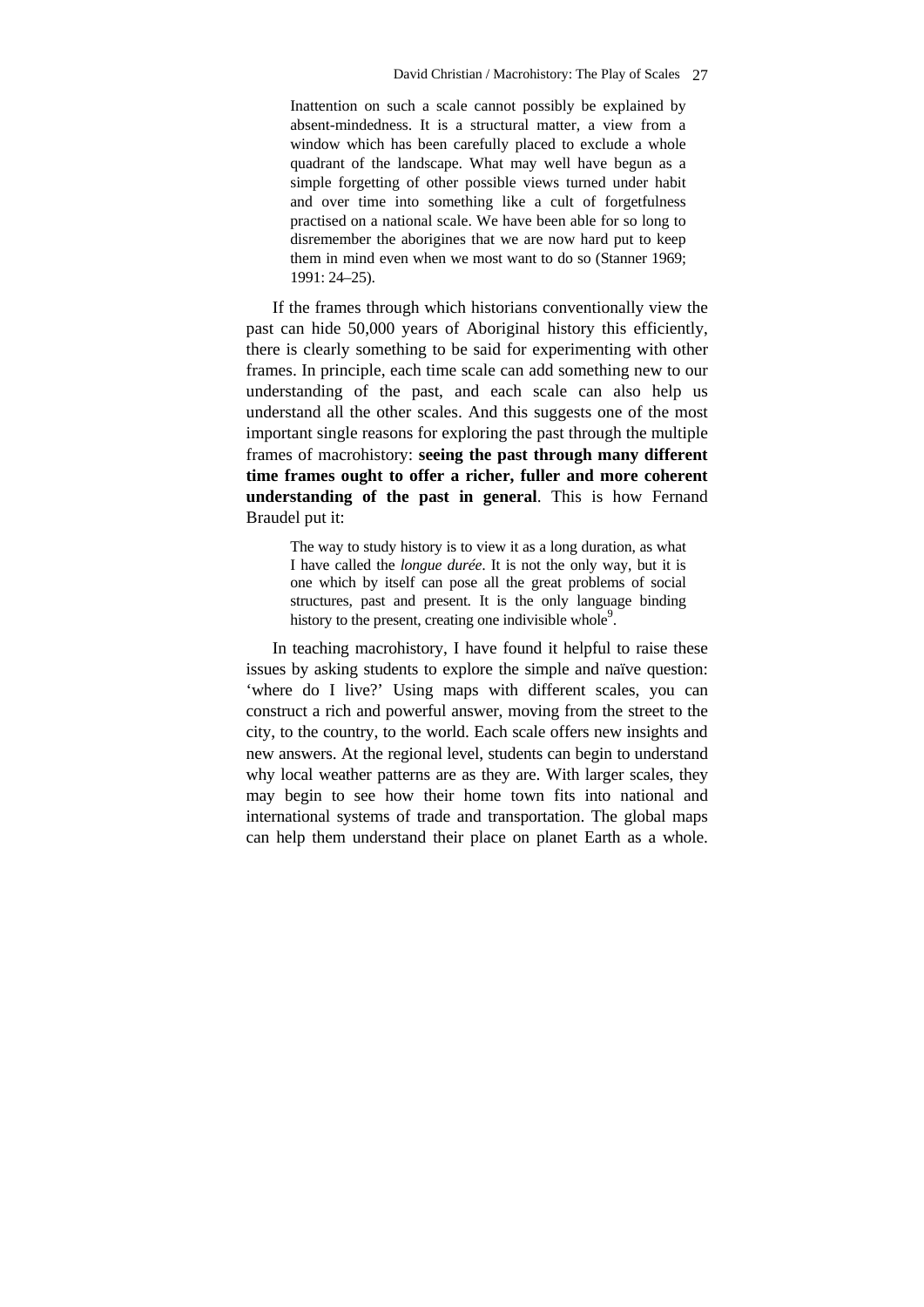> Inattention on such a scale cannot possibly be explained by absent-mindedness. It is a structural matter, a view from a window which has been carefully placed to exclude a whole quadrant of the landscape. What may well have begun as a simple forgetting of other possible views turned under habit and over time into something like a cult of forgetfulness practised on a national scale. We have been able for so long to disremember the aborigines that we are now hard put to keep them in mind even when we most want to do so (Stanner 1969; 1991: 24–25).

If the frames through which historians conventionally view the past can hide 50,000 years of Aboriginal history this efficiently, there is clearly something to be said for experimenting with other frames. In principle, each time scale can add something new to our understanding of the past, and each scale can also help us understand all the other scales. And this suggests one of the most important single reasons for exploring the past through the multiple frames of macrohistory: **seeing the past through many different time frames ought to offer a richer, fuller and more coherent understanding of the past in general**. This is how Fernand Braudel put it:

> The way to study history is to view it as a long duration, as what I have called the *longue durée*. It is not the only way, but it is one which by itself can pose all the great problems of social structures, past and present. It is the only language binding history to the present, creating one indivisible whole[9].

In teaching macrohistory, I have found it helpful to raise these issues by asking students to explore the simple and naïve question: 'where do I live?' Using maps with different scales, you can construct a rich and powerful answer, moving from the street to the city, to the country, to the world. Each scale offers new insights and new answers. At the regional level, students can begin to understand why local weather patterns are as they are. With larger scales, they may begin to see how their home town fits into national and international systems of trade and transportation. The global maps can help them understand their place on planet Earth as a whole.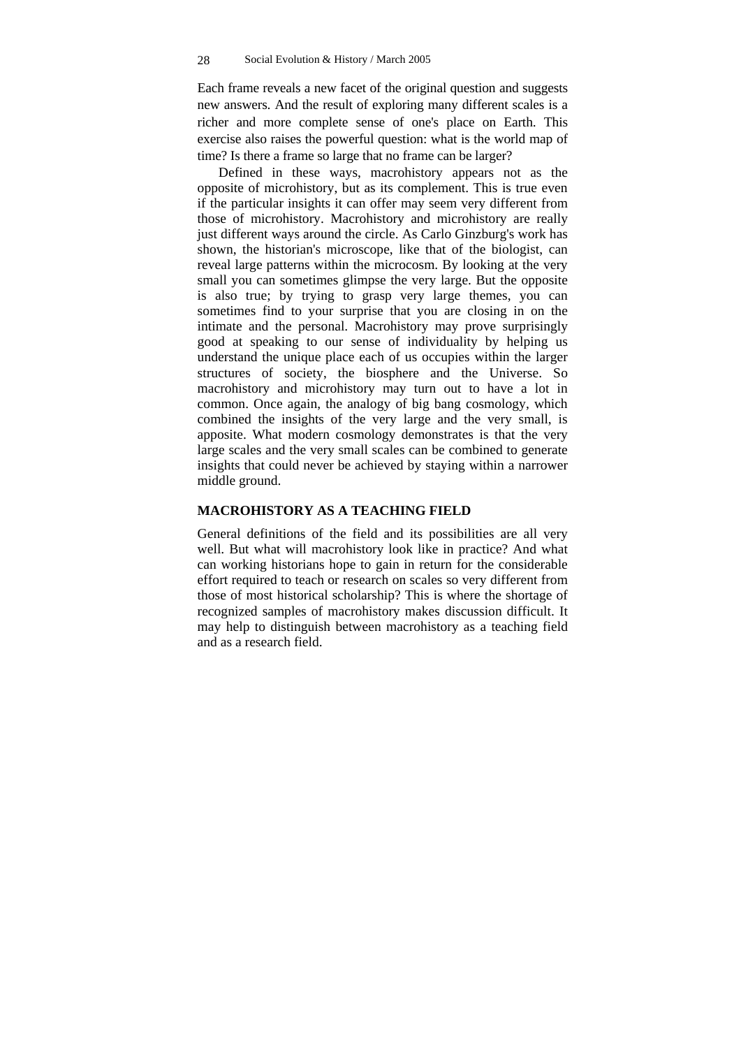Each frame reveals a new facet of the original question and suggests new answers. And the result of exploring many different scales is a richer and more complete sense of one's place on Earth. This exercise also raises the powerful question: what is the world map of time? Is there a frame so large that no frame can be larger?

Defined in these ways, macrohistory appears not as the opposite of microhistory, but as its complement. This is true even if the particular insights it can offer may seem very different from those of microhistory. Macrohistory and microhistory are really just different ways around the circle. As Carlo Ginzburg's work has shown, the historian's microscope, like that of the biologist, can reveal large patterns within the microcosm. By looking at the very small you can sometimes glimpse the very large. But the opposite is also true; by trying to grasp very large themes, you can sometimes find to your surprise that you are closing in on the intimate and the personal. Macrohistory may prove surprisingly good at speaking to our sense of individuality by helping us understand the unique place each of us occupies within the larger structures of society, the biosphere and the Universe. So macrohistory and microhistory may turn out to have a lot in common. Once again, the analogy of big bang cosmology, which combined the insights of the very large and the very small, is apposite. What modern cosmology demonstrates is that the very large scales and the very small scales can be combined to generate insights that could never be achieved by staying within a narrower middle ground.

## MACROHISTORY AS A TEACHING FIELD

General definitions of the field and its possibilities are all very well. But what will macrohistory look like in practice? And what can working historians hope to gain in return for the considerable effort required to teach or research on scales so very different from those of most historical scholarship? This is where the shortage of recognized samples of macrohistory makes discussion difficult. It may help to distinguish between macrohistory as a teaching field and as a research field.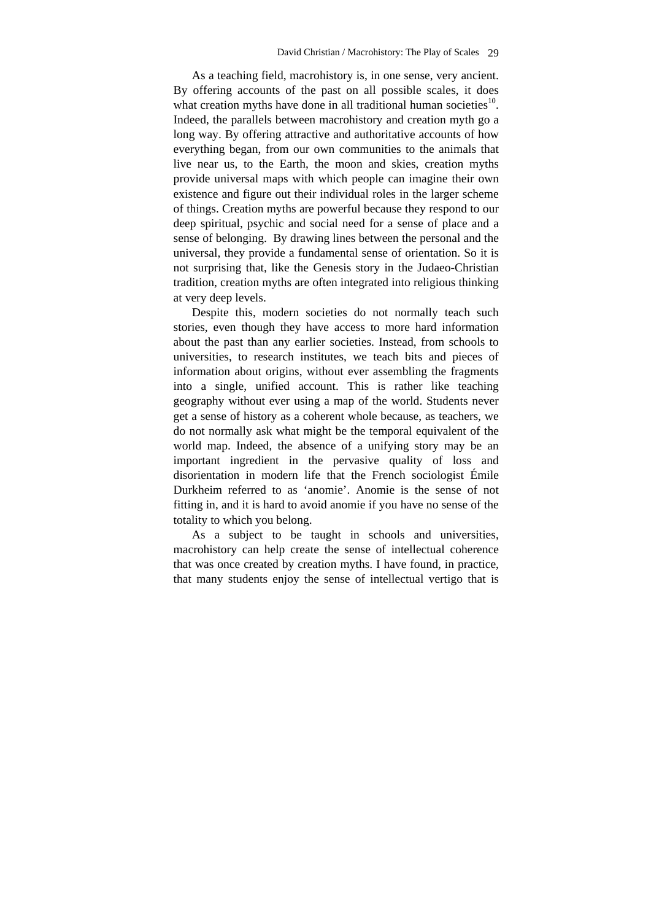As a teaching field, macrohistory is, in one sense, very ancient. By offering accounts of the past on all possible scales, it does what creation myths have done in all traditional human societies[10]. Indeed, the parallels between macrohistory and creation myth go a long way. By offering attractive and authoritative accounts of how everything began, from our own communities to the animals that live near us, to the Earth, the moon and skies, creation myths provide universal maps with which people can imagine their own existence and figure out their individual roles in the larger scheme of things. Creation myths are powerful because they respond to our deep spiritual, psychic and social need for a sense of place and a sense of belonging. By drawing lines between the personal and the universal, they provide a fundamental sense of orientation. So it is not surprising that, like the Genesis story in the Judaeo-Christian tradition, creation myths are often integrated into religious thinking at very deep levels.

Despite this, modern societies do not normally teach such stories, even though they have access to more hard information about the past than any earlier societies. Instead, from schools to universities, to research institutes, we teach bits and pieces of information about origins, without ever assembling the fragments into a single, unified account. This is rather like teaching geography without ever using a map of the world. Students never get a sense of history as a coherent whole because, as teachers, we do not normally ask what might be the temporal equivalent of the world map. Indeed, the absence of a unifying story may be an important ingredient in the pervasive quality of loss and disorientation in modern life that the French sociologist Émile Durkheim referred to as 'anomie'. Anomie is the sense of not fitting in, and it is hard to avoid anomie if you have no sense of the totality to which you belong.

As a subject to be taught in schools and universities, macrohistory can help create the sense of intellectual coherence that was once created by creation myths. I have found, in practice, that many students enjoy the sense of intellectual vertigo that is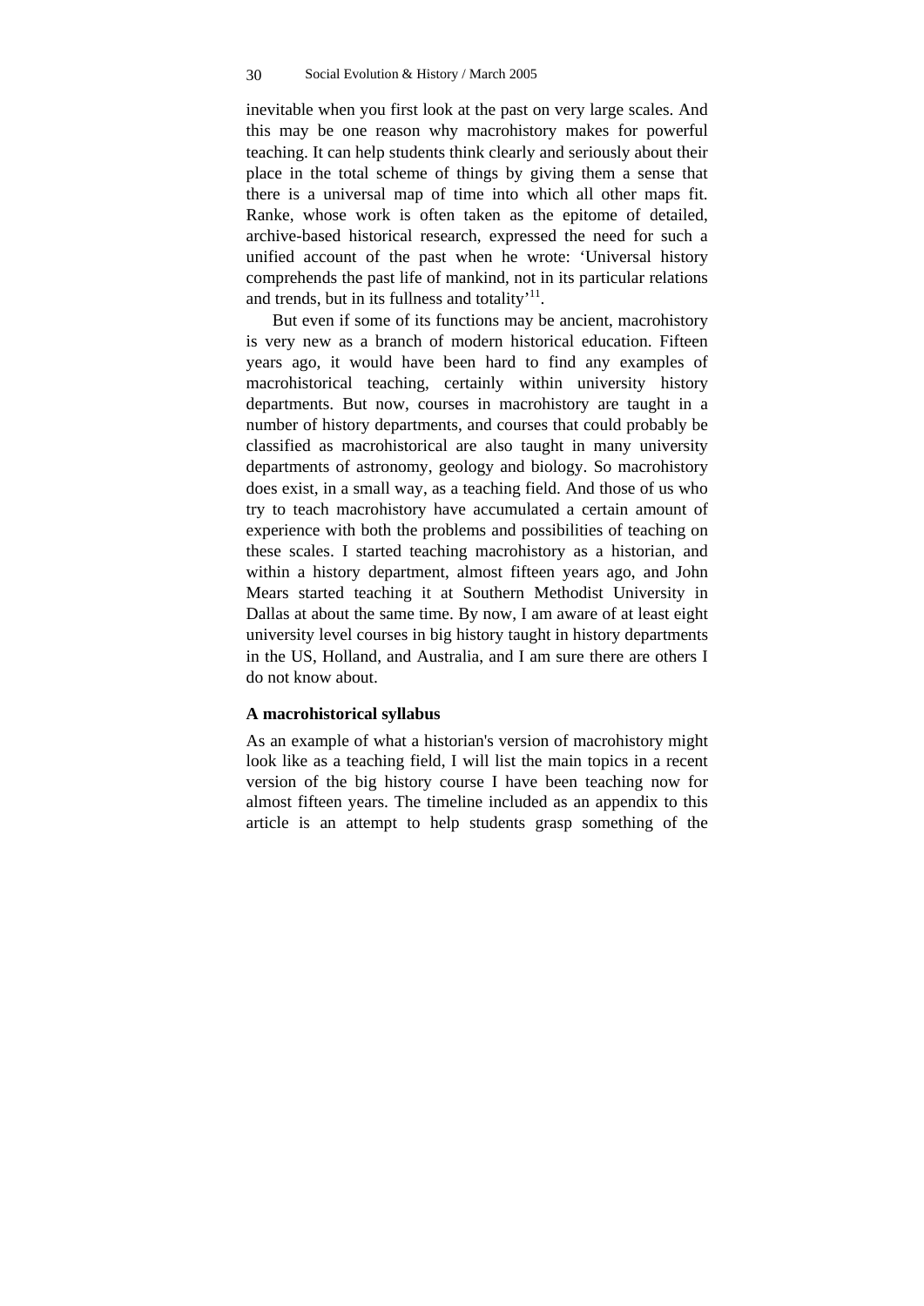inevitable when you first look at the past on very large scales. And this may be one reason why macrohistory makes for powerful teaching. It can help students think clearly and seriously about their place in the total scheme of things by giving them a sense that there is a universal map of time into which all other maps fit. Ranke, whose work is often taken as the epitome of detailed, archive-based historical research, expressed the need for such a unified account of the past when he wrote: 'Universal history comprehends the past life of mankind, not in its particular relations and trends, but in its fullness and totality'[11].

But even if some of its functions may be ancient, macrohistory is very new as a branch of modern historical education. Fifteen years ago, it would have been hard to find any examples of macrohistorical teaching, certainly within university history departments. But now, courses in macrohistory are taught in a number of history departments, and courses that could probably be classified as macrohistorical are also taught in many university departments of astronomy, geology and biology. So macrohistory does exist, in a small way, as a teaching field. And those of us who try to teach macrohistory have accumulated a certain amount of experience with both the problems and possibilities of teaching on these scales. I started teaching macrohistory as a historian, and within a history department, almost fifteen years ago, and John Mears started teaching it at Southern Methodist University in Dallas at about the same time. By now, I am aware of at least eight university level courses in big history taught in history departments in the US, Holland, and Australia, and I am sure there are others I do not know about.

### A macrohistorical syllabus

As an example of what a historian's version of macrohistory might look like as a teaching field, I will list the main topics in a recent version of the big history course I have been teaching now for almost fifteen years. The timeline included as an appendix to this article is an attempt to help students grasp something of the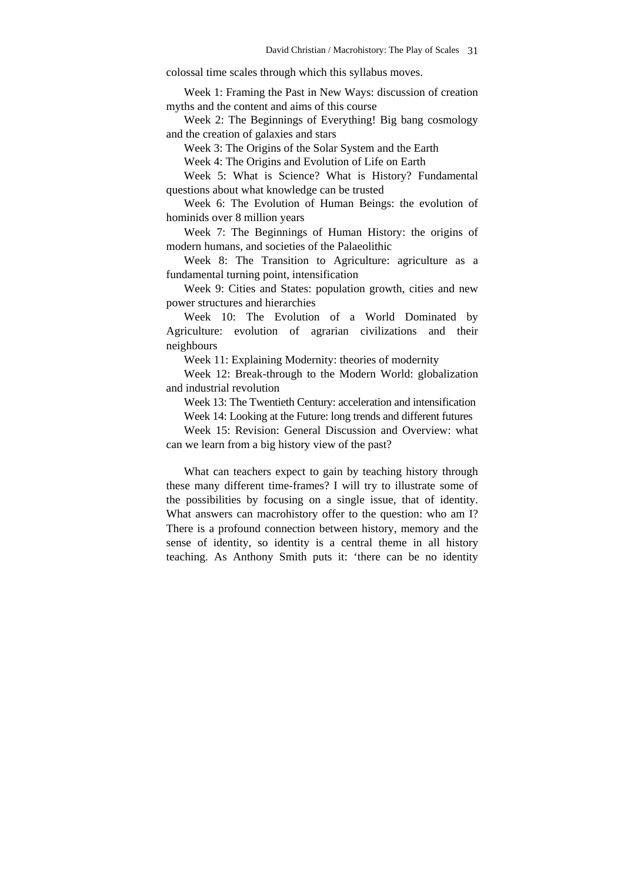colossal time scales through which this syllabus moves.

Week 1: Framing the Past in New Ways: discussion of creation myths and the content and aims of this course

Week 2: The Beginnings of Everything! Big bang cosmology and the creation of galaxies and stars

Week 3: The Origins of the Solar System and the Earth

Week 4: The Origins and Evolution of Life on Earth

Week 5: What is Science? What is History? Fundamental questions about what knowledge can be trusted

Week 6: The Evolution of Human Beings: the evolution of hominids over 8 million years

Week 7: The Beginnings of Human History: the origins of modern humans, and societies of the Palaeolithic

Week 8: The Transition to Agriculture: agriculture as a fundamental turning point, intensification

Week 9: Cities and States: population growth, cities and new power structures and hierarchies

Week 10: The Evolution of a World Dominated by Agriculture: evolution of agrarian civilizations and their neighbours

Week 11: Explaining Modernity: theories of modernity

Week 12: Break-through to the Modern World: globalization and industrial revolution

Week 13: The Twentieth Century: acceleration and intensification

Week 14: Looking at the Future: long trends and different futures

Week 15: Revision: General Discussion and Overview: what can we learn from a big history view of the past?

What can teachers expect to gain by teaching history through these many different time-frames? I will try to illustrate some of the possibilities by focusing on a single issue, that of identity. What answers can macrohistory offer to the question: who am I? There is a profound connection between history, memory and the sense of identity, so identity is a central theme in all history teaching. As Anthony Smith puts it: 'there can be no identity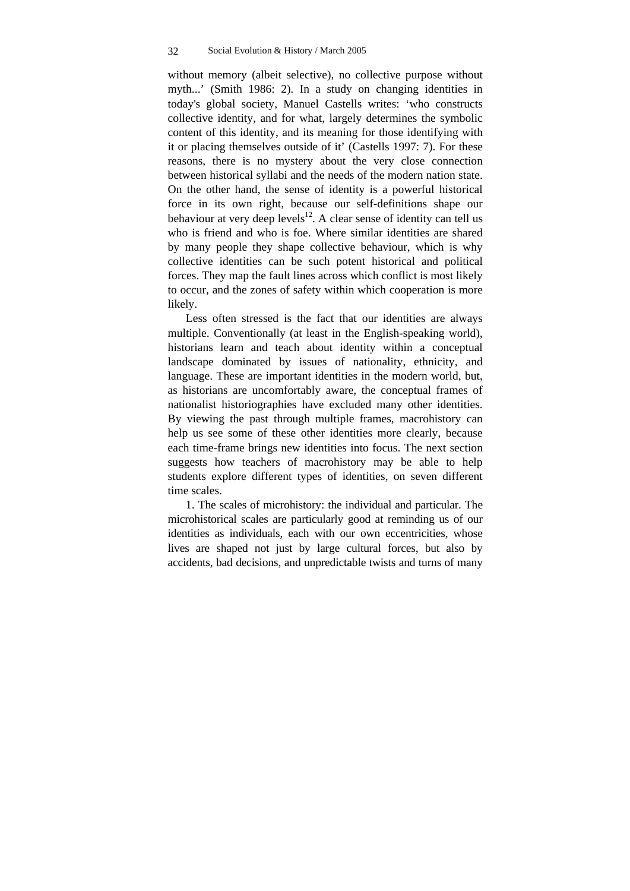without memory (albeit selective), no collective purpose without myth...' (Smith 1986: 2). In a study on changing identities in today's global society, Manuel Castells writes: 'who constructs collective identity, and for what, largely determines the symbolic content of this identity, and its meaning for those identifying with it or placing themselves outside of it' (Castells 1997: 7). For these reasons, there is no mystery about the very close connection between historical syllabi and the needs of the modern nation state. On the other hand, the sense of identity is a powerful historical force in its own right, because our self-definitions shape our behaviour at very deep levels[12]. A clear sense of identity can tell us who is friend and who is foe. Where similar identities are shared by many people they shape collective behaviour, which is why collective identities can be such potent historical and political forces. They map the fault lines across which conflict is most likely to occur, and the zones of safety within which cooperation is more likely.

Less often stressed is the fact that our identities are always multiple. Conventionally (at least in the English-speaking world), historians learn and teach about identity within a conceptual landscape dominated by issues of nationality, ethnicity, and language. These are important identities in the modern world, but, as historians are uncomfortably aware, the conceptual frames of nationalist historiographies have excluded many other identities. By viewing the past through multiple frames, macrohistory can help us see some of these other identities more clearly, because each time-frame brings new identities into focus. The next section suggests how teachers of macrohistory may be able to help students explore different types of identities, on seven different time scales.

1. The scales of microhistory: the individual and particular. The microhistorical scales are particularly good at reminding us of our identities as individuals, each with our own eccentricities, whose lives are shaped not just by large cultural forces, but also by accidents, bad decisions, and unpredictable twists and turns of many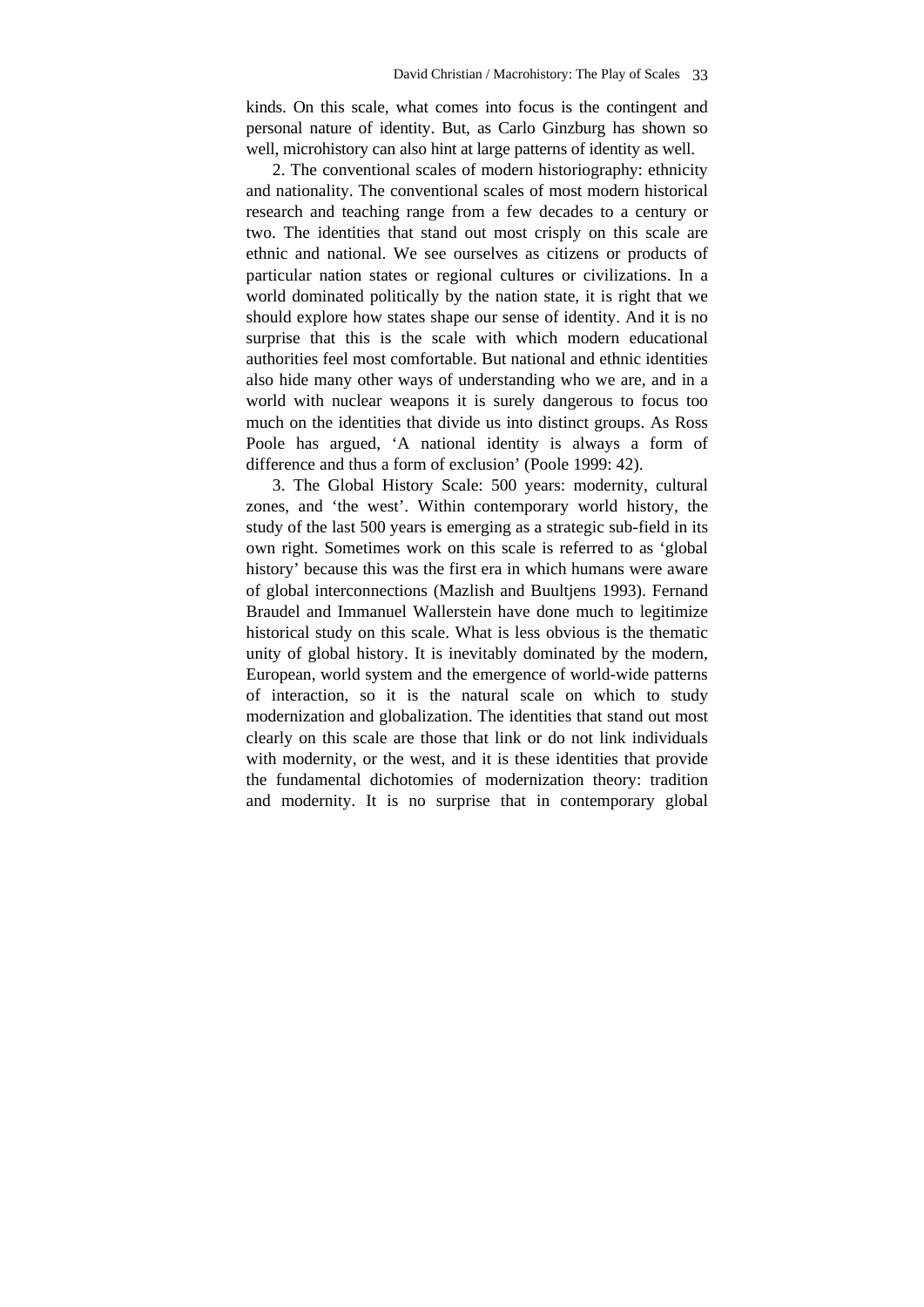kinds. On this scale, what comes into focus is the contingent and personal nature of identity. But, as Carlo Ginzburg has shown so well, microhistory can also hint at large patterns of identity as well.

2. The conventional scales of modern historiography: ethnicity and nationality. The conventional scales of most modern historical research and teaching range from a few decades to a century or two. The identities that stand out most crisply on this scale are ethnic and national. We see ourselves as citizens or products of particular nation states or regional cultures or civilizations. In a world dominated politically by the nation state, it is right that we should explore how states shape our sense of identity. And it is no surprise that this is the scale with which modern educational authorities feel most comfortable. But national and ethnic identities also hide many other ways of understanding who we are, and in a world with nuclear weapons it is surely dangerous to focus too much on the identities that divide us into distinct groups. As Ross Poole has argued, 'A national identity is always a form of difference and thus a form of exclusion' (Poole 1999: 42).

3. The Global History Scale: 500 years: modernity, cultural zones, and 'the west'. Within contemporary world history, the study of the last 500 years is emerging as a strategic sub-field in its own right. Sometimes work on this scale is referred to as 'global history' because this was the first era in which humans were aware of global interconnections (Mazlish and Buultjens 1993). Fernand Braudel and Immanuel Wallerstein have done much to legitimize historical study on this scale. What is less obvious is the thematic unity of global history. It is inevitably dominated by the modern, European, world system and the emergence of world-wide patterns of interaction, so it is the natural scale on which to study modernization and globalization. The identities that stand out most clearly on this scale are those that link or do not link individuals with modernity, or the west, and it is these identities that provide the fundamental dichotomies of modernization theory: tradition and modernity. It is no surprise that in contemporary global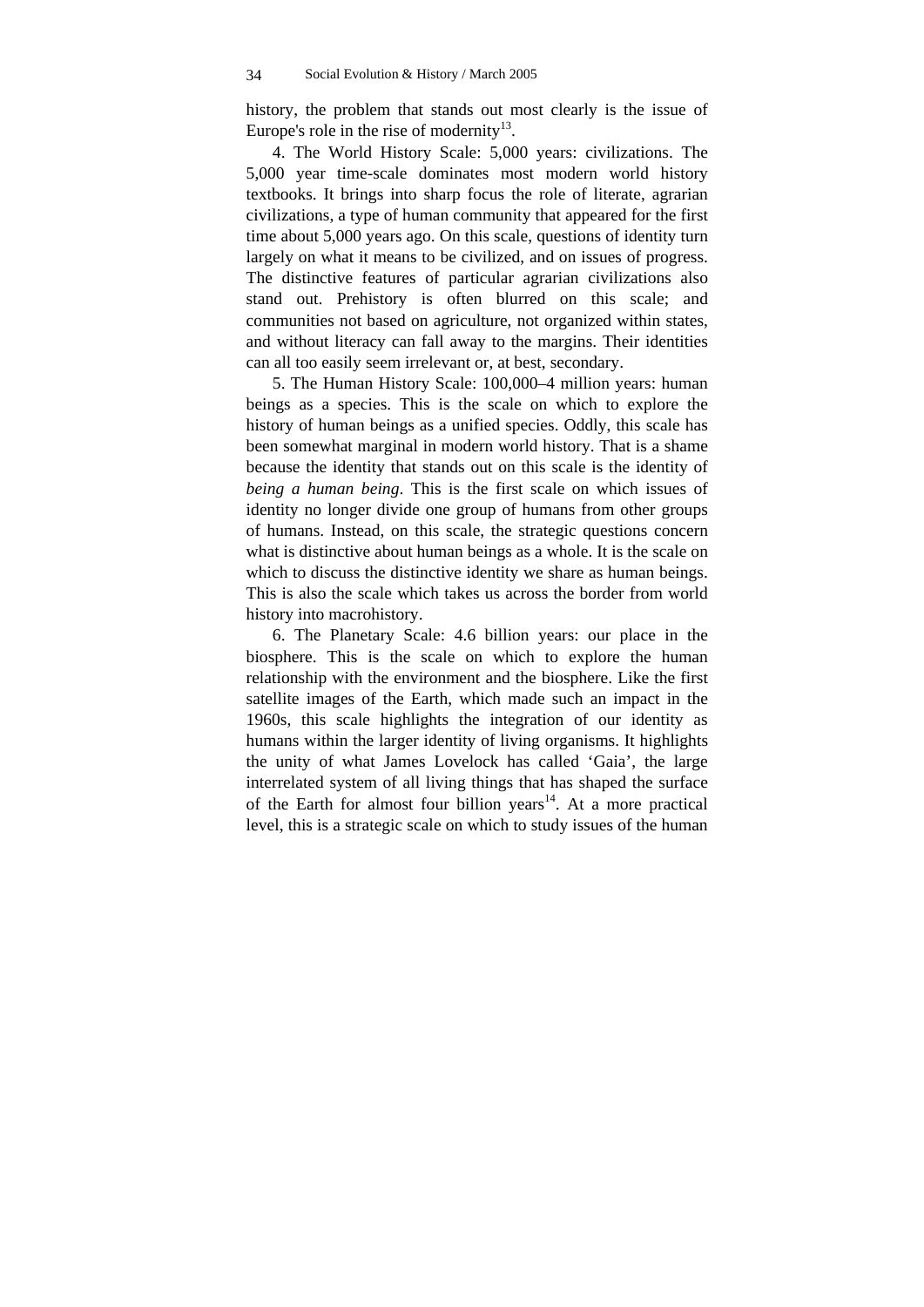history, the problem that stands out most clearly is the issue of Europe's role in the rise of modernity[13].

4. The World History Scale: 5,000 years: civilizations. The 5,000 year time-scale dominates most modern world history textbooks. It brings into sharp focus the role of literate, agrarian civilizations, a type of human community that appeared for the first time about 5,000 years ago. On this scale, questions of identity turn largely on what it means to be civilized, and on issues of progress. The distinctive features of particular agrarian civilizations also stand out. Prehistory is often blurred on this scale; and communities not based on agriculture, not organized within states, and without literacy can fall away to the margins. Their identities can all too easily seem irrelevant or, at best, secondary.

5. The Human History Scale: 100,000–4 million years: human beings as a species. This is the scale on which to explore the history of human beings as a unified species. Oddly, this scale has been somewhat marginal in modern world history. That is a shame because the identity that stands out on this scale is the identity of *being a human being*. This is the first scale on which issues of identity no longer divide one group of humans from other groups of humans. Instead, on this scale, the strategic questions concern what is distinctive about human beings as a whole. It is the scale on which to discuss the distinctive identity we share as human beings. This is also the scale which takes us across the border from world history into macrohistory.

6. The Planetary Scale: 4.6 billion years: our place in the biosphere. This is the scale on which to explore the human relationship with the environment and the biosphere. Like the first satellite images of the Earth, which made such an impact in the 1960s, this scale highlights the integration of our identity as humans within the larger identity of living organisms. It highlights the unity of what James Lovelock has called 'Gaia', the large interrelated system of all living things that has shaped the surface of the Earth for almost four billion years[14]. At a more practical level, this is a strategic scale on which to study issues of the human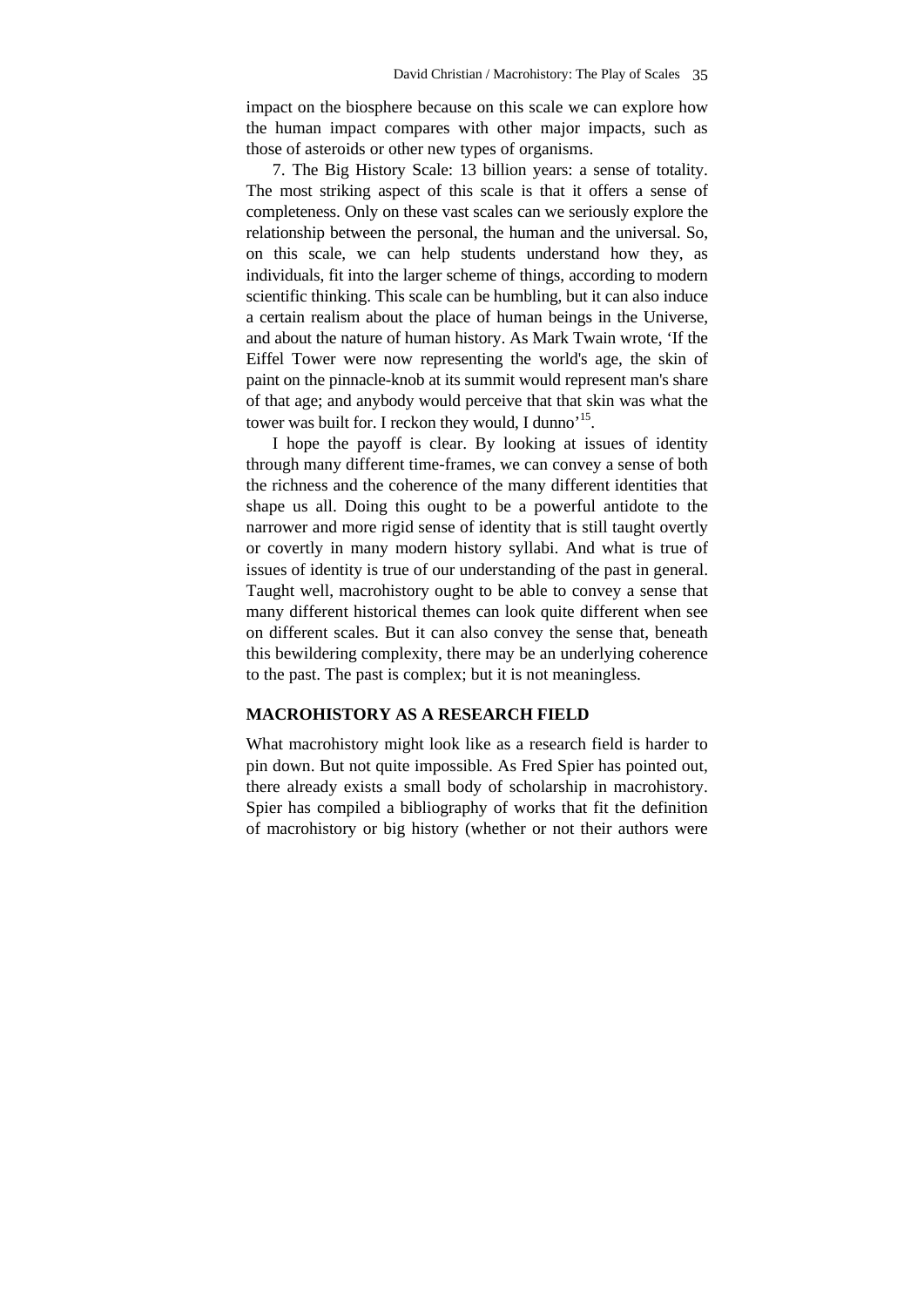impact on the biosphere because on this scale we can explore how the human impact compares with other major impacts, such as those of asteroids or other new types of organisms.

7. The Big History Scale: 13 billion years: a sense of totality. The most striking aspect of this scale is that it offers a sense of completeness. Only on these vast scales can we seriously explore the relationship between the personal, the human and the universal. So, on this scale, we can help students understand how they, as individuals, fit into the larger scheme of things, according to modern scientific thinking. This scale can be humbling, but it can also induce a certain realism about the place of human beings in the Universe, and about the nature of human history. As Mark Twain wrote, 'If the Eiffel Tower were now representing the world's age, the skin of paint on the pinnacle-knob at its summit would represent man's share of that age; and anybody would perceive that that skin was what the tower was built for. I reckon they would, I dunno'[15].

I hope the payoff is clear. By looking at issues of identity through many different time-frames, we can convey a sense of both the richness and the coherence of the many different identities that shape us all. Doing this ought to be a powerful antidote to the narrower and more rigid sense of identity that is still taught overtly or covertly in many modern history syllabi. And what is true of issues of identity is true of our understanding of the past in general. Taught well, macrohistory ought to be able to convey a sense that many different historical themes can look quite different when see on different scales. But it can also convey the sense that, beneath this bewildering complexity, there may be an underlying coherence to the past. The past is complex; but it is not meaningless.

## MACROHISTORY AS A RESEARCH FIELD

What macrohistory might look like as a research field is harder to pin down. But not quite impossible. As Fred Spier has pointed out, there already exists a small body of scholarship in macrohistory. Spier has compiled a bibliography of works that fit the definition of macrohistory or big history (whether or not their authors were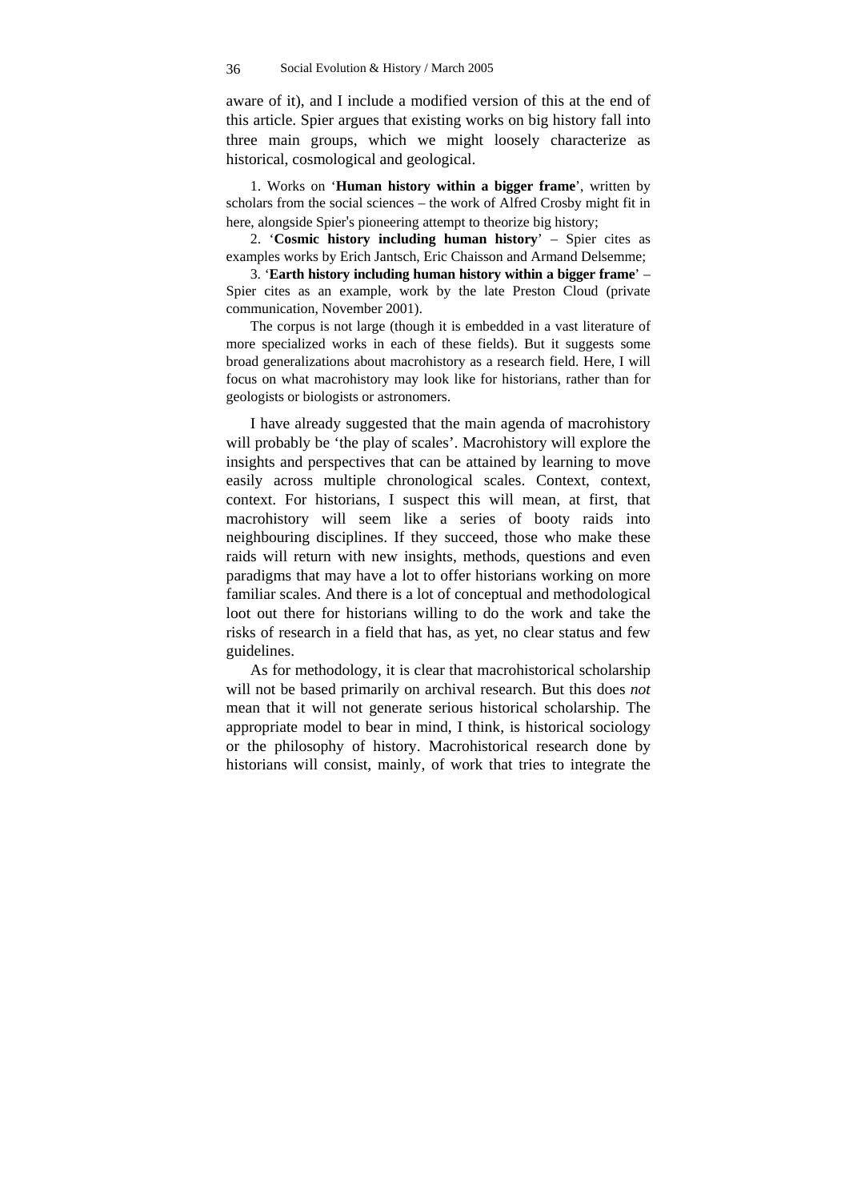aware of it), and I include a modified version of this at the end of this article. Spier argues that existing works on big history fall into three main groups, which we might loosely characterize as historical, cosmological and geological.

1. Works on '**Human history within a bigger frame**', written by scholars from the social sciences – the work of Alfred Crosby might fit in here, alongside Spier's pioneering attempt to theorize big history;

2. '**Cosmic history including human history**' – Spier cites as examples works by Erich Jantsch, Eric Chaisson and Armand Delsemme;

3. '**Earth history including human history within a bigger frame**' – Spier cites as an example, work by the late Preston Cloud (private communication, November 2001).

The corpus is not large (though it is embedded in a vast literature of more specialized works in each of these fields). But it suggests some broad generalizations about macrohistory as a research field. Here, I will focus on what macrohistory may look like for historians, rather than for geologists or biologists or astronomers.

I have already suggested that the main agenda of macrohistory will probably be 'the play of scales'. Macrohistory will explore the insights and perspectives that can be attained by learning to move easily across multiple chronological scales. Context, context, context. For historians, I suspect this will mean, at first, that macrohistory will seem like a series of booty raids into neighbouring disciplines. If they succeed, those who make these raids will return with new insights, methods, questions and even paradigms that may have a lot to offer historians working on more familiar scales. And there is a lot of conceptual and methodological loot out there for historians willing to do the work and take the risks of research in a field that has, as yet, no clear status and few guidelines.

As for methodology, it is clear that macrohistorical scholarship will not be based primarily on archival research. But this does *not* mean that it will not generate serious historical scholarship. The appropriate model to bear in mind, I think, is historical sociology or the philosophy of history. Macrohistorical research done by historians will consist, mainly, of work that tries to integrate the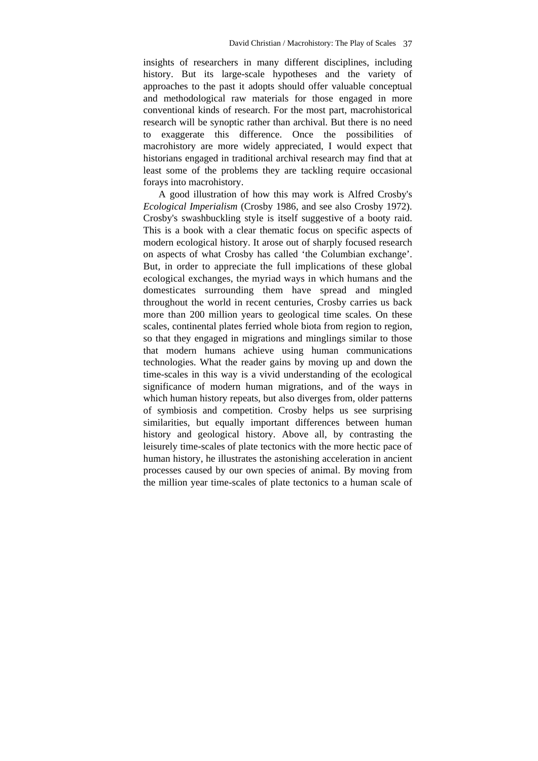insights of researchers in many different disciplines, including history. But its large-scale hypotheses and the variety of approaches to the past it adopts should offer valuable conceptual and methodological raw materials for those engaged in more conventional kinds of research. For the most part, macrohistorical research will be synoptic rather than archival. But there is no need to exaggerate this difference. Once the possibilities of macrohistory are more widely appreciated, I would expect that historians engaged in traditional archival research may find that at least some of the problems they are tackling require occasional forays into macrohistory.

A good illustration of how this may work is Alfred Crosby's *Ecological Imperialism* (Crosby 1986, and see also Crosby 1972). Crosby's swashbuckling style is itself suggestive of a booty raid. This is a book with a clear thematic focus on specific aspects of modern ecological history. It arose out of sharply focused research on aspects of what Crosby has called 'the Columbian exchange'. But, in order to appreciate the full implications of these global ecological exchanges, the myriad ways in which humans and the domesticates surrounding them have spread and mingled throughout the world in recent centuries, Crosby carries us back more than 200 million years to geological time scales. On these scales, continental plates ferried whole biota from region to region, so that they engaged in migrations and minglings similar to those that modern humans achieve using human communications technologies. What the reader gains by moving up and down the time-scales in this way is a vivid understanding of the ecological significance of modern human migrations, and of the ways in which human history repeats, but also diverges from, older patterns of symbiosis and competition. Crosby helps us see surprising similarities, but equally important differences between human history and geological history. Above all, by contrasting the leisurely time-scales of plate tectonics with the more hectic pace of human history, he illustrates the astonishing acceleration in ancient processes caused by our own species of animal. By moving from the million year time-scales of plate tectonics to a human scale of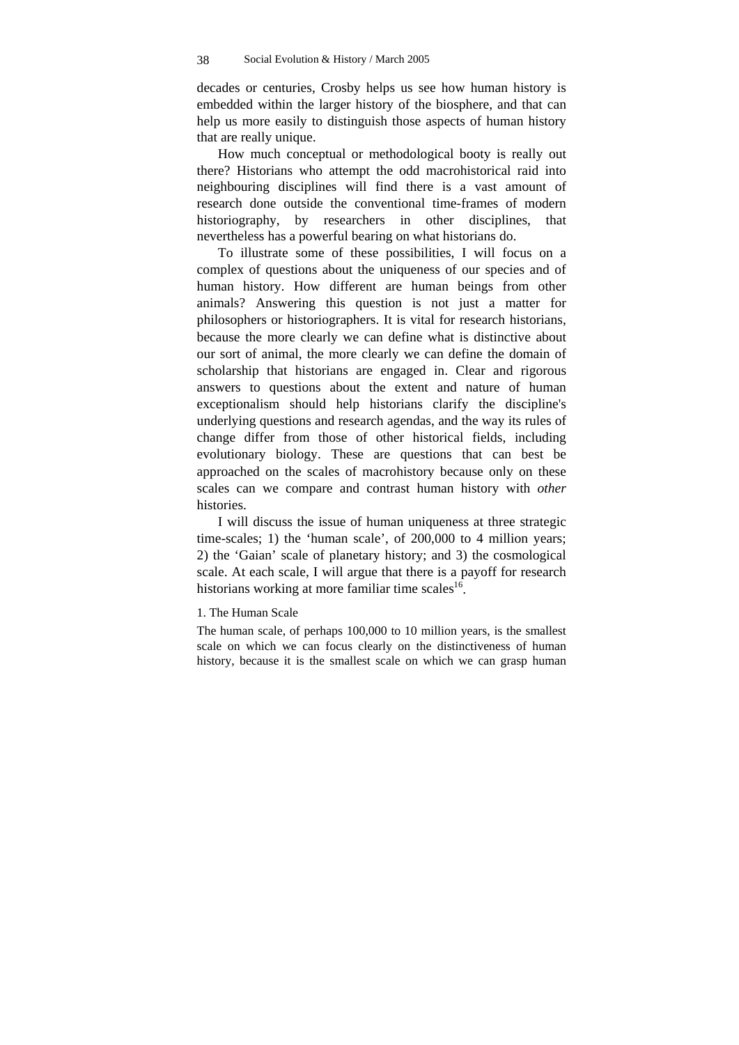decades or centuries, Crosby helps us see how human history is embedded within the larger history of the biosphere, and that can help us more easily to distinguish those aspects of human history that are really unique.

How much conceptual or methodological booty is really out there? Historians who attempt the odd macrohistorical raid into neighbouring disciplines will find there is a vast amount of research done outside the conventional time-frames of modern historiography, by researchers in other disciplines, that nevertheless has a powerful bearing on what historians do.

To illustrate some of these possibilities, I will focus on a complex of questions about the uniqueness of our species and of human history. How different are human beings from other animals? Answering this question is not just a matter for philosophers or historiographers. It is vital for research historians, because the more clearly we can define what is distinctive about our sort of animal, the more clearly we can define the domain of scholarship that historians are engaged in. Clear and rigorous answers to questions about the extent and nature of human exceptionalism should help historians clarify the discipline's underlying questions and research agendas, and the way its rules of change differ from those of other historical fields, including evolutionary biology. These are questions that can best be approached on the scales of macrohistory because only on these scales can we compare and contrast human history with *other* histories.

I will discuss the issue of human uniqueness at three strategic time-scales; 1) the 'human scale', of 200,000 to 4 million years; 2) the 'Gaian' scale of planetary history; and 3) the cosmological scale. At each scale, I will argue that there is a payoff for research historians working at more familiar time scales[16].

### 1. The Human Scale

The human scale, of perhaps 100,000 to 10 million years, is the smallest scale on which we can focus clearly on the distinctiveness of human history, because it is the smallest scale on which we can grasp human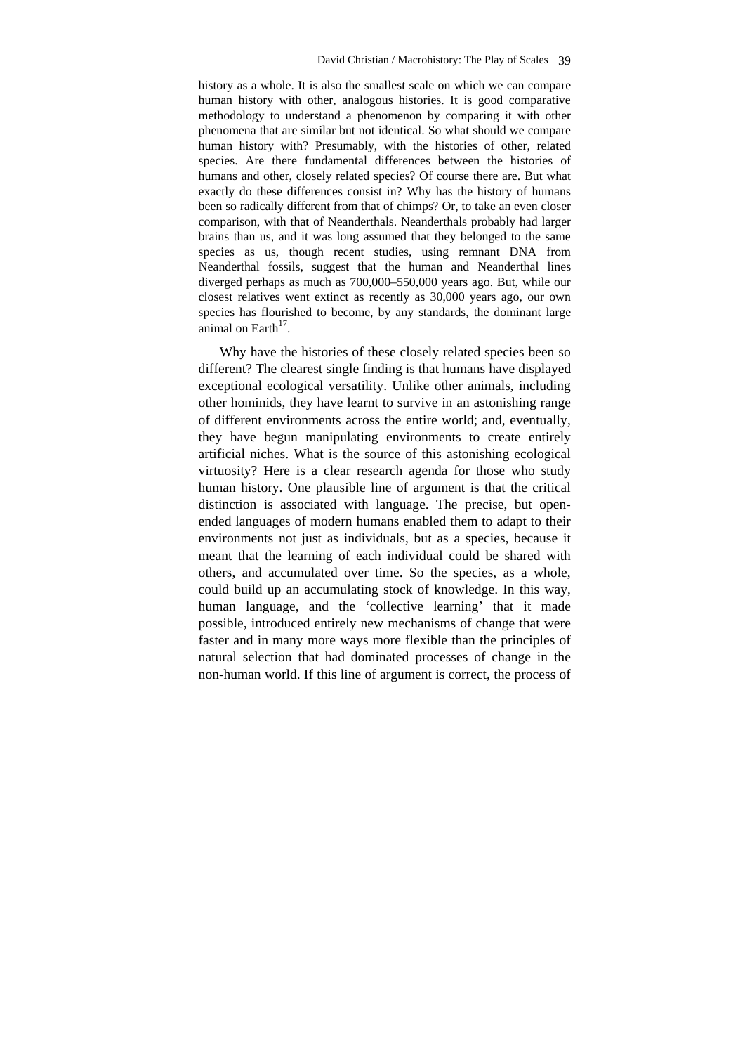history as a whole. It is also the smallest scale on which we can compare human history with other, analogous histories. It is good comparative methodology to understand a phenomenon by comparing it with other phenomena that are similar but not identical. So what should we compare human history with? Presumably, with the histories of other, related species. Are there fundamental differences between the histories of humans and other, closely related species? Of course there are. But what exactly do these differences consist in? Why has the history of humans been so radically different from that of chimps? Or, to take an even closer comparison, with that of Neanderthals. Neanderthals probably had larger brains than us, and it was long assumed that they belonged to the same species as us, though recent studies, using remnant DNA from Neanderthal fossils, suggest that the human and Neanderthal lines diverged perhaps as much as 700,000–550,000 years ago. But, while our closest relatives went extinct as recently as 30,000 years ago, our own species has flourished to become, by any standards, the dominant large animal on Earth[17].

Why have the histories of these closely related species been so different? The clearest single finding is that humans have displayed exceptional ecological versatility. Unlike other animals, including other hominids, they have learnt to survive in an astonishing range of different environments across the entire world; and, eventually, they have begun manipulating environments to create entirely artificial niches. What is the source of this astonishing ecological virtuosity? Here is a clear research agenda for those who study human history. One plausible line of argument is that the critical distinction is associated with language. The precise, but open-ended languages of modern humans enabled them to adapt to their environments not just as individuals, but as a species, because it meant that the learning of each individual could be shared with others, and accumulated over time. So the species, as a whole, could build up an accumulating stock of knowledge. In this way, human language, and the 'collective learning' that it made possible, introduced entirely new mechanisms of change that were faster and in many more ways more flexible than the principles of natural selection that had dominated processes of change in the non-human world. If this line of argument is correct, the process of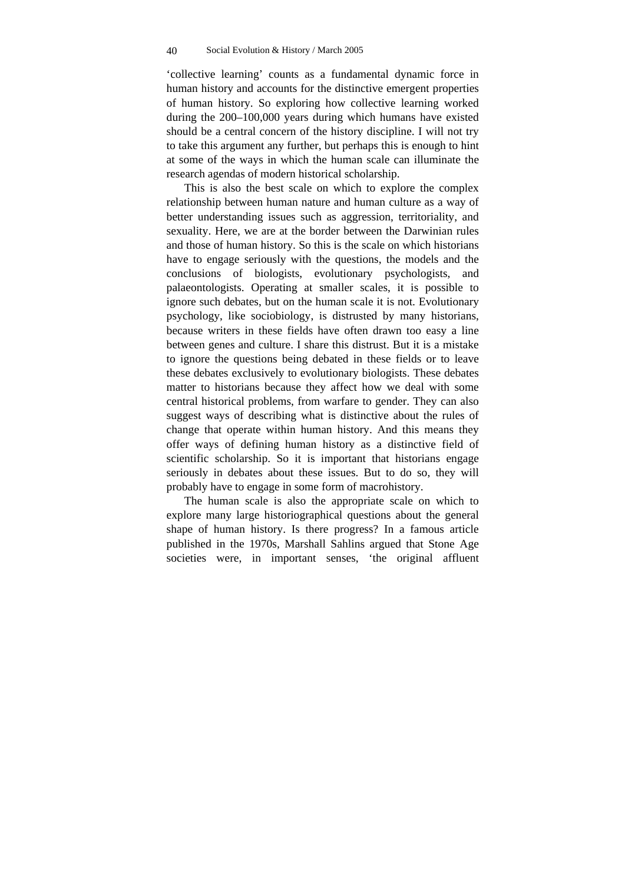'collective learning' counts as a fundamental dynamic force in human history and accounts for the distinctive emergent properties of human history. So exploring how collective learning worked during the 200–100,000 years during which humans have existed should be a central concern of the history discipline. I will not try to take this argument any further, but perhaps this is enough to hint at some of the ways in which the human scale can illuminate the research agendas of modern historical scholarship.

This is also the best scale on which to explore the complex relationship between human nature and human culture as a way of better understanding issues such as aggression, territoriality, and sexuality. Here, we are at the border between the Darwinian rules and those of human history. So this is the scale on which historians have to engage seriously with the questions, the models and the conclusions of biologists, evolutionary psychologists, and palaeontologists. Operating at smaller scales, it is possible to ignore such debates, but on the human scale it is not. Evolutionary psychology, like sociobiology, is distrusted by many historians, because writers in these fields have often drawn too easy a line between genes and culture. I share this distrust. But it is a mistake to ignore the questions being debated in these fields or to leave these debates exclusively to evolutionary biologists. These debates matter to historians because they affect how we deal with some central historical problems, from warfare to gender. They can also suggest ways of describing what is distinctive about the rules of change that operate within human history. And this means they offer ways of defining human history as a distinctive field of scientific scholarship. So it is important that historians engage seriously in debates about these issues. But to do so, they will probably have to engage in some form of macrohistory.

The human scale is also the appropriate scale on which to explore many large historiographical questions about the general shape of human history. Is there progress? In a famous article published in the 1970s, Marshall Sahlins argued that Stone Age societies were, in important senses, 'the original affluent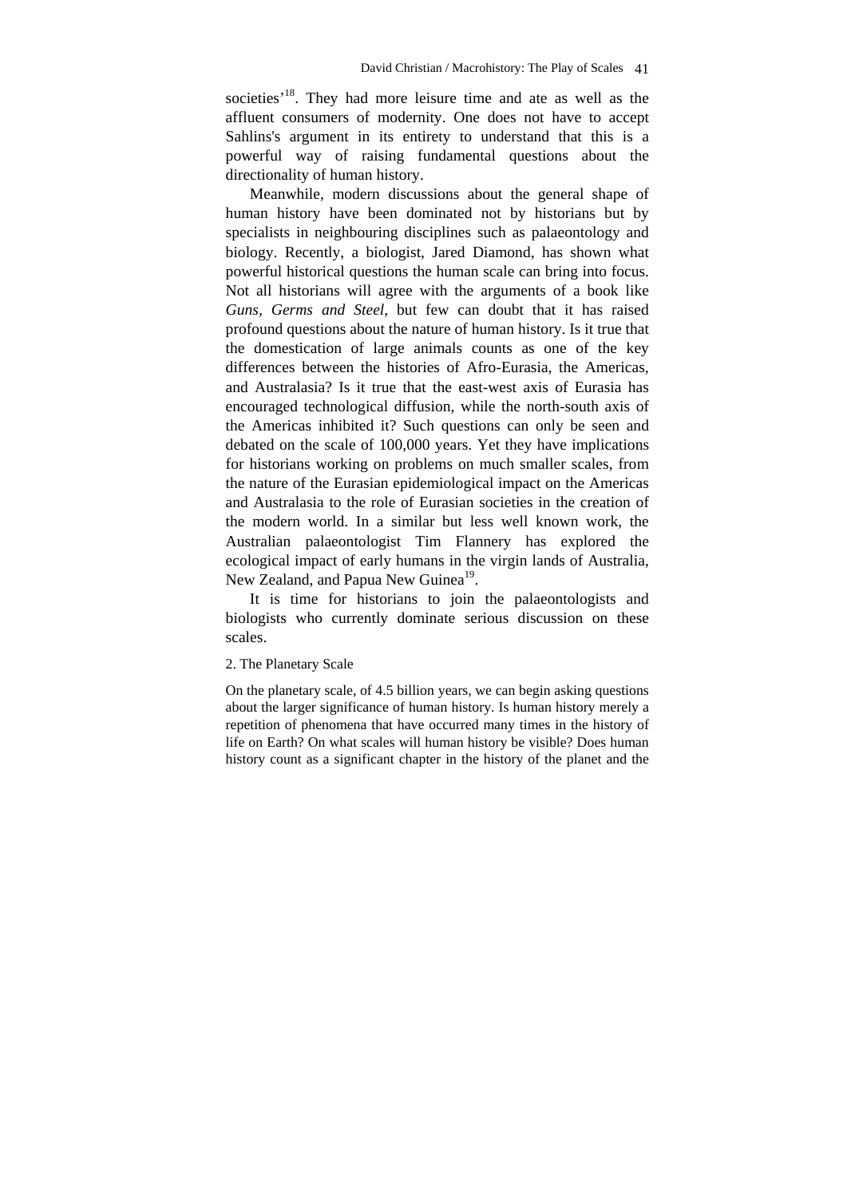societies'[18]. They had more leisure time and ate as well as the affluent consumers of modernity. One does not have to accept Sahlins's argument in its entirety to understand that this is a powerful way of raising fundamental questions about the directionality of human history.

Meanwhile, modern discussions about the general shape of human history have been dominated not by historians but by specialists in neighbouring disciplines such as palaeontology and biology. Recently, a biologist, Jared Diamond, has shown what powerful historical questions the human scale can bring into focus. Not all historians will agree with the arguments of a book like *Guns, Germs and Steel*, but few can doubt that it has raised profound questions about the nature of human history. Is it true that the domestication of large animals counts as one of the key differences between the histories of Afro-Eurasia, the Americas, and Australasia? Is it true that the east-west axis of Eurasia has encouraged technological diffusion, while the north-south axis of the Americas inhibited it? Such questions can only be seen and debated on the scale of 100,000 years. Yet they have implications for historians working on problems on much smaller scales, from the nature of the Eurasian epidemiological impact on the Americas and Australasia to the role of Eurasian societies in the creation of the modern world. In a similar but less well known work, the Australian palaeontologist Tim Flannery has explored the ecological impact of early humans in the virgin lands of Australia, New Zealand, and Papua New Guinea[19].

It is time for historians to join the palaeontologists and biologists who currently dominate serious discussion on these scales.

## 2. The Planetary Scale

On the planetary scale, of 4.5 billion years, we can begin asking questions about the larger significance of human history. Is human history merely a repetition of phenomena that have occurred many times in the history of life on Earth? On what scales will human history be visible? Does human history count as a significant chapter in the history of the planet and the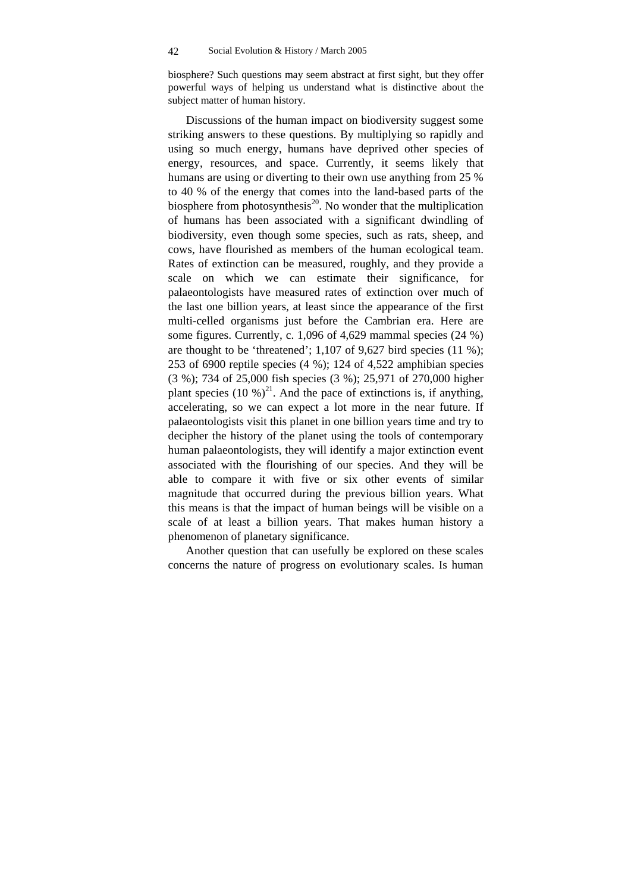biosphere? Such questions may seem abstract at first sight, but they offer powerful ways of helping us understand what is distinctive about the subject matter of human history.

Discussions of the human impact on biodiversity suggest some striking answers to these questions. By multiplying so rapidly and using so much energy, humans have deprived other species of energy, resources, and space. Currently, it seems likely that humans are using or diverting to their own use anything from 25 % to 40 % of the energy that comes into the land-based parts of the biosphere from photosynthesis[20]. No wonder that the multiplication of humans has been associated with a significant dwindling of biodiversity, even though some species, such as rats, sheep, and cows, have flourished as members of the human ecological team. Rates of extinction can be measured, roughly, and they provide a scale on which we can estimate their significance, for palaeontologists have measured rates of extinction over much of the last one billion years, at least since the appearance of the first multi-celled organisms just before the Cambrian era. Here are some figures. Currently, c. 1,096 of 4,629 mammal species (24 %) are thought to be 'threatened'; 1,107 of 9,627 bird species (11 %); 253 of 6900 reptile species (4 %); 124 of 4,522 amphibian species (3 %); 734 of 25,000 fish species (3 %); 25,971 of 270,000 higher plant species (10 %)[21]. And the pace of extinctions is, if anything, accelerating, so we can expect a lot more in the near future. If palaeontologists visit this planet in one billion years time and try to decipher the history of the planet using the tools of contemporary human palaeontologists, they will identify a major extinction event associated with the flourishing of our species. And they will be able to compare it with five or six other events of similar magnitude that occurred during the previous billion years. What this means is that the impact of human beings will be visible on a scale of at least a billion years. That makes human history a phenomenon of planetary significance.

Another question that can usefully be explored on these scales concerns the nature of progress on evolutionary scales. Is human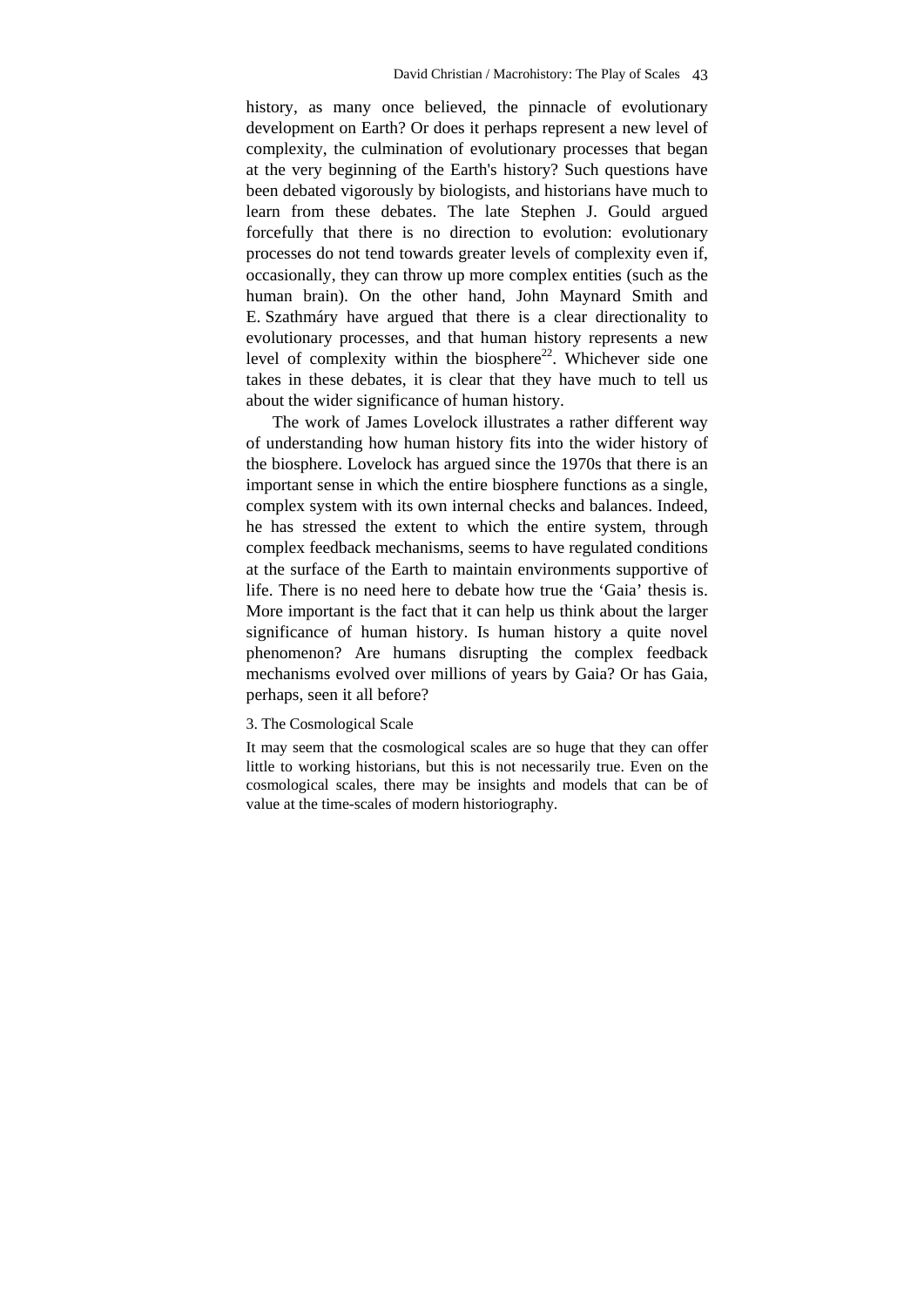history, as many once believed, the pinnacle of evolutionary development on Earth? Or does it perhaps represent a new level of complexity, the culmination of evolutionary processes that began at the very beginning of the Earth's history? Such questions have been debated vigorously by biologists, and historians have much to learn from these debates. The late Stephen J. Gould argued forcefully that there is no direction to evolution: evolutionary processes do not tend towards greater levels of complexity even if, occasionally, they can throw up more complex entities (such as the human brain). On the other hand, John Maynard Smith and E. Szathmáry have argued that there is a clear directionality to evolutionary processes, and that human history represents a new level of complexity within the biosphere[22]. Whichever side one takes in these debates, it is clear that they have much to tell us about the wider significance of human history.

The work of James Lovelock illustrates a rather different way of understanding how human history fits into the wider history of the biosphere. Lovelock has argued since the 1970s that there is an important sense in which the entire biosphere functions as a single, complex system with its own internal checks and balances. Indeed, he has stressed the extent to which the entire system, through complex feedback mechanisms, seems to have regulated conditions at the surface of the Earth to maintain environments supportive of life. There is no need here to debate how true the 'Gaia' thesis is. More important is the fact that it can help us think about the larger significance of human history. Is human history a quite novel phenomenon? Are humans disrupting the complex feedback mechanisms evolved over millions of years by Gaia? Or has Gaia, perhaps, seen it all before?

### 3. The Cosmological Scale

It may seem that the cosmological scales are so huge that they can offer little to working historians, but this is not necessarily true. Even on the cosmological scales, there may be insights and models that can be of value at the time-scales of modern historiography.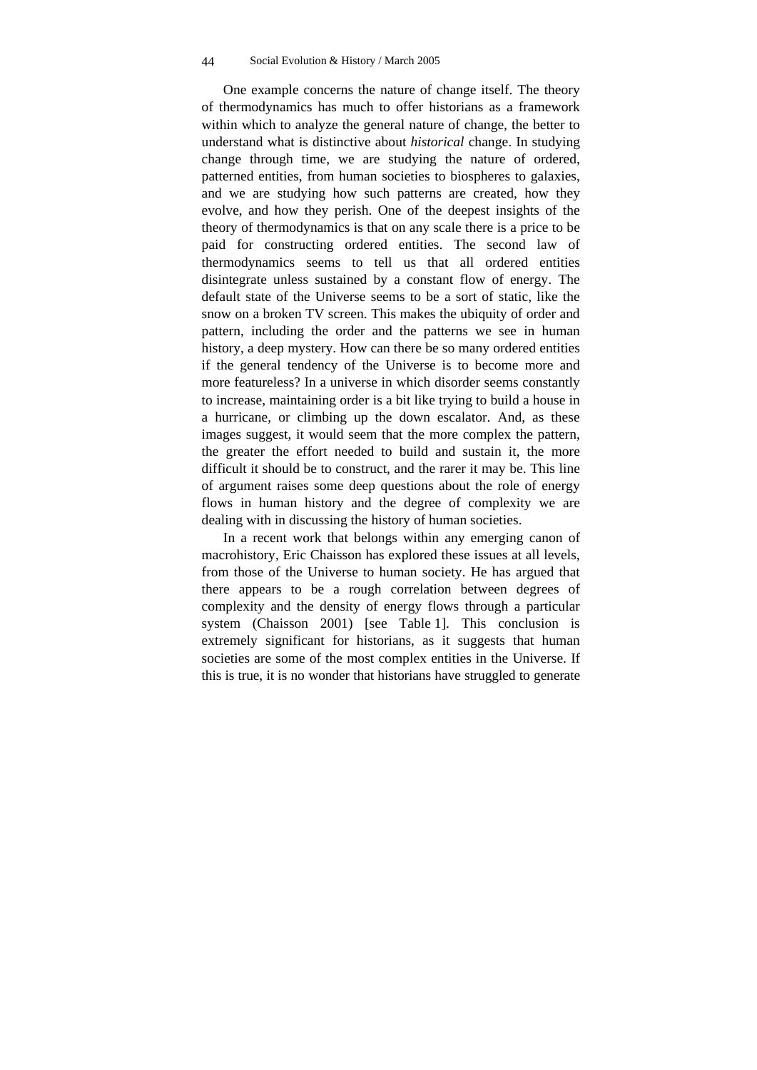One example concerns the nature of change itself. The theory of thermodynamics has much to offer historians as a framework within which to analyze the general nature of change, the better to understand what is distinctive about *historical* change. In studying change through time, we are studying the nature of ordered, patterned entities, from human societies to biospheres to galaxies, and we are studying how such patterns are created, how they evolve, and how they perish. One of the deepest insights of the theory of thermodynamics is that on any scale there is a price to be paid for constructing ordered entities. The second law of thermodynamics seems to tell us that all ordered entities disintegrate unless sustained by a constant flow of energy. The default state of the Universe seems to be a sort of static, like the snow on a broken TV screen. This makes the ubiquity of order and pattern, including the order and the patterns we see in human history, a deep mystery. How can there be so many ordered entities if the general tendency of the Universe is to become more and more featureless? In a universe in which disorder seems constantly to increase, maintaining order is a bit like trying to build a house in a hurricane, or climbing up the down escalator. And, as these images suggest, it would seem that the more complex the pattern, the greater the effort needed to build and sustain it, the more difficult it should be to construct, and the rarer it may be. This line of argument raises some deep questions about the role of energy flows in human history and the degree of complexity we are dealing with in discussing the history of human societies.

In a recent work that belongs within any emerging canon of macrohistory, Eric Chaisson has explored these issues at all levels, from those of the Universe to human society. He has argued that there appears to be a rough correlation between degrees of complexity and the density of energy flows through a particular system (Chaisson 2001) [see Table 1]. This conclusion is extremely significant for historians, as it suggests that human societies are some of the most complex entities in the Universe. If this is true, it is no wonder that historians have struggled to generate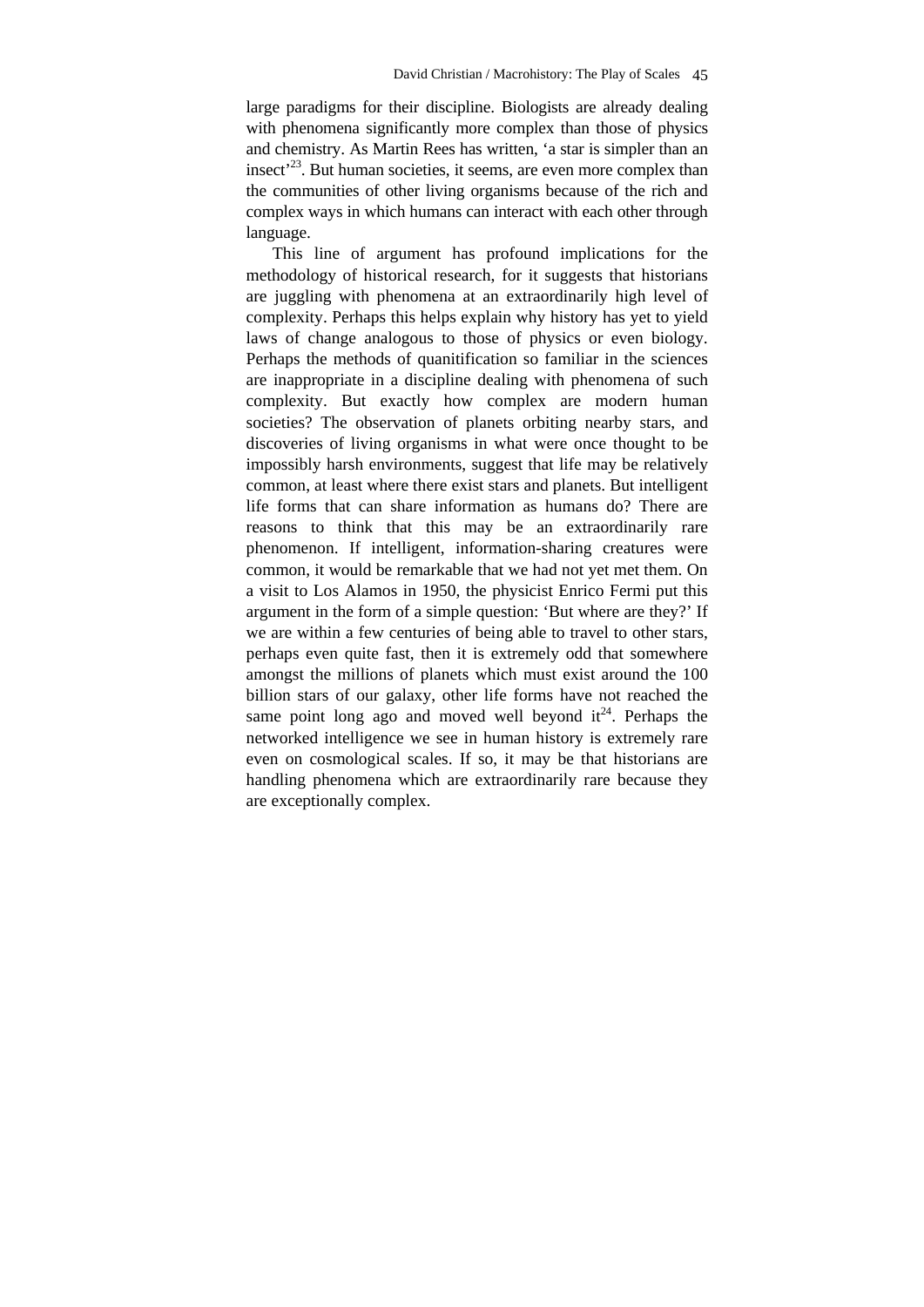large paradigms for their discipline. Biologists are already dealing with phenomena significantly more complex than those of physics and chemistry. As Martin Rees has written, 'a star is simpler than an insect'[23]. But human societies, it seems, are even more complex than the communities of other living organisms because of the rich and complex ways in which humans can interact with each other through language.

This line of argument has profound implications for the methodology of historical research, for it suggests that historians are juggling with phenomena at an extraordinarily high level of complexity. Perhaps this helps explain why history has yet to yield laws of change analogous to those of physics or even biology. Perhaps the methods of quanitification so familiar in the sciences are inappropriate in a discipline dealing with phenomena of such complexity. But exactly how complex are modern human societies? The observation of planets orbiting nearby stars, and discoveries of living organisms in what were once thought to be impossibly harsh environments, suggest that life may be relatively common, at least where there exist stars and planets. But intelligent life forms that can share information as humans do? There are reasons to think that this may be an extraordinarily rare phenomenon. If intelligent, information-sharing creatures were common, it would be remarkable that we had not yet met them. On a visit to Los Alamos in 1950, the physicist Enrico Fermi put this argument in the form of a simple question: 'But where are they?' If we are within a few centuries of being able to travel to other stars, perhaps even quite fast, then it is extremely odd that somewhere amongst the millions of planets which must exist around the 100 billion stars of our galaxy, other life forms have not reached the same point long ago and moved well beyond it[24]. Perhaps the networked intelligence we see in human history is extremely rare even on cosmological scales. If so, it may be that historians are handling phenomena which are extraordinarily rare because they are exceptionally complex.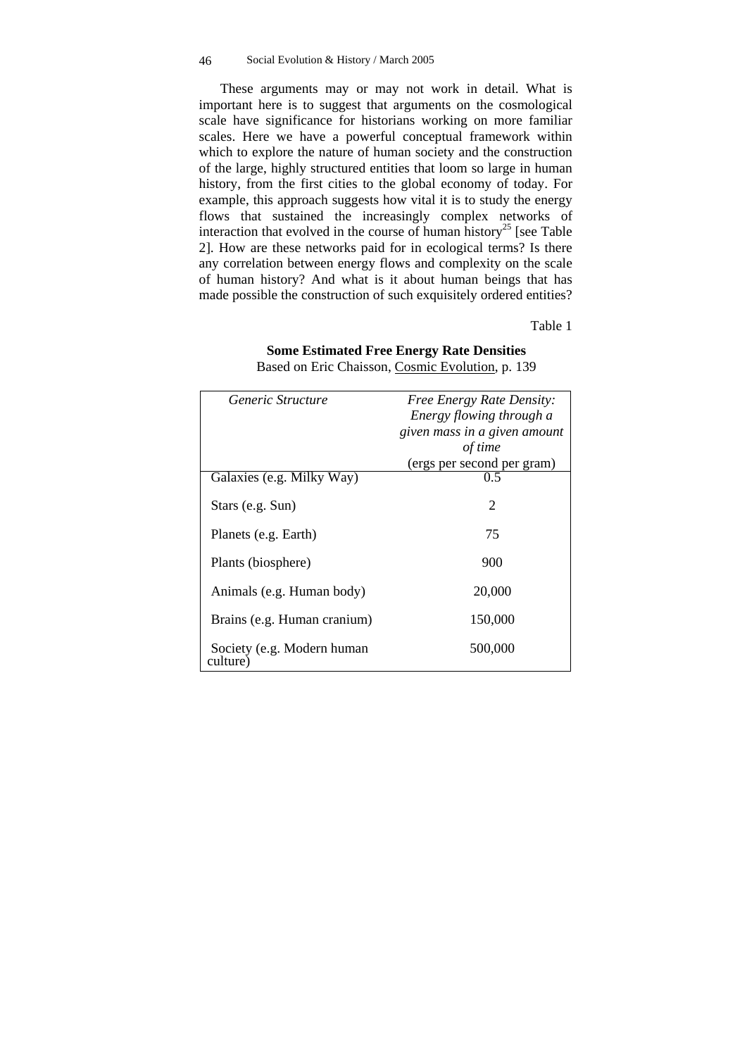These arguments may or may not work in detail. What is important here is to suggest that arguments on the cosmological scale have significance for historians working on more familiar scales. Here we have a powerful conceptual framework within which to explore the nature of human society and the construction of the large, highly structured entities that loom so large in human history, from the first cities to the global economy of today. For example, this approach suggests how vital it is to study the energy flows that sustained the increasingly complex networks of interaction that evolved in the course of human history[25] [see Table 2]. How are these networks paid for in ecological terms? Is there any correlation between energy flows and complexity on the scale of human history? And what is it about human beings that has made possible the construction of such exquisitely ordered entities?

Table 1

**Some Estimated Free Energy Rate Densities**

Based on Eric Chaisson, Cosmic Evolution, p. 139

| *Generic Structure* | *Free Energy Rate Density: Energy flowing through a given mass in a given amount of time* (ergs per second per gram) |
|---|---|
| Galaxies (e.g. Milky Way) | 0.5 |
| Stars (e.g. Sun) | 2 |
| Planets (e.g. Earth) | 75 |
| Plants (biosphere) | 900 |
| Animals (e.g. Human body) | 20,000 |
| Brains (e.g. Human cranium) | 150,000 |
| Society (e.g. Modern human culture) | 500,000 |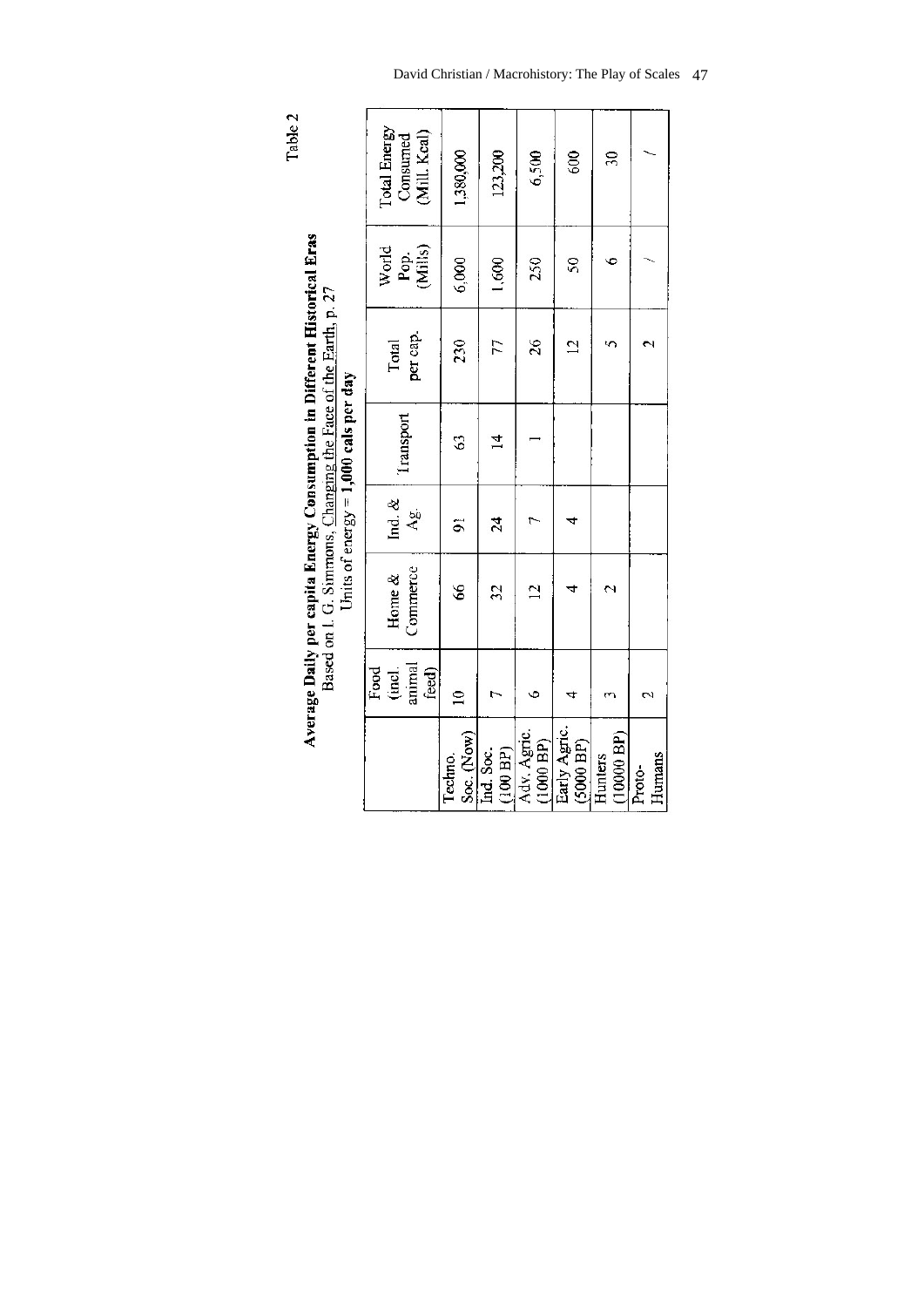Table 2

**Average Daily per capita Energy Consumption in Different Historical Eras**
Based on I. G. Simmons, Changing the Face of the Earth, p. 27
Units of energy = **1,000 cals per day**

| | Food (incl. animal feed) | Home & Commerce | Ind. & Ag. | Transport | Total per cap. | World Pop. (Mill's) | Total Energy Consumed (Mill. Kcal) |
|---|---|---|---|---|---|---|---|
| Techno. Soc. (Now) | 10 | 66 | 91 | 63 | 230 | 6,000 | 1,380,000 |
| Ind. Soc. (100 BP) | 7 | 32 | 24 | 14 | 77 | 1,600 | 123,200 |
| Adv. Agric. (1000 BP) | 6 | 12 | 7 | 1 | 26 | 250 | 6,500 |
| Early Agric. (5000 BP) | 4 | 4 | 4 | | 12 | 50 | 600 |
| Hunters (10000 BP) | 3 | 2 | | | 5 | 6 | 30 |
| Proto-Humans | 2 | | | | 2 | / | / |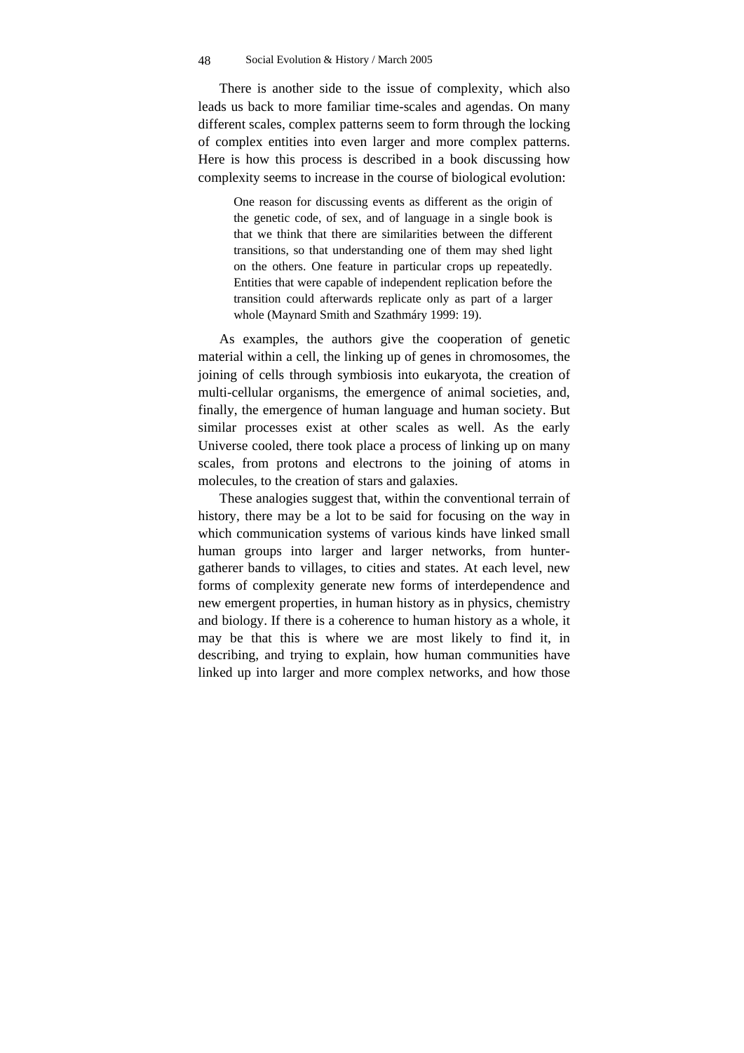There is another side to the issue of complexity, which also leads us back to more familiar time-scales and agendas. On many different scales, complex patterns seem to form through the locking of complex entities into even larger and more complex patterns. Here is how this process is described in a book discussing how complexity seems to increase in the course of biological evolution:

> One reason for discussing events as different as the origin of the genetic code, of sex, and of language in a single book is that we think that there are similarities between the different transitions, so that understanding one of them may shed light on the others. One feature in particular crops up repeatedly. Entities that were capable of independent replication before the transition could afterwards replicate only as part of a larger whole (Maynard Smith and Szathmáry 1999: 19).

As examples, the authors give the cooperation of genetic material within a cell, the linking up of genes in chromosomes, the joining of cells through symbiosis into eukaryota, the creation of multi-cellular organisms, the emergence of animal societies, and, finally, the emergence of human language and human society. But similar processes exist at other scales as well. As the early Universe cooled, there took place a process of linking up on many scales, from protons and electrons to the joining of atoms in molecules, to the creation of stars and galaxies.

These analogies suggest that, within the conventional terrain of history, there may be a lot to be said for focusing on the way in which communication systems of various kinds have linked small human groups into larger and larger networks, from hunter-gatherer bands to villages, to cities and states. At each level, new forms of complexity generate new forms of interdependence and new emergent properties, in human history as in physics, chemistry and biology. If there is a coherence to human history as a whole, it may be that this is where we are most likely to find it, in describing, and trying to explain, how human communities have linked up into larger and more complex networks, and how those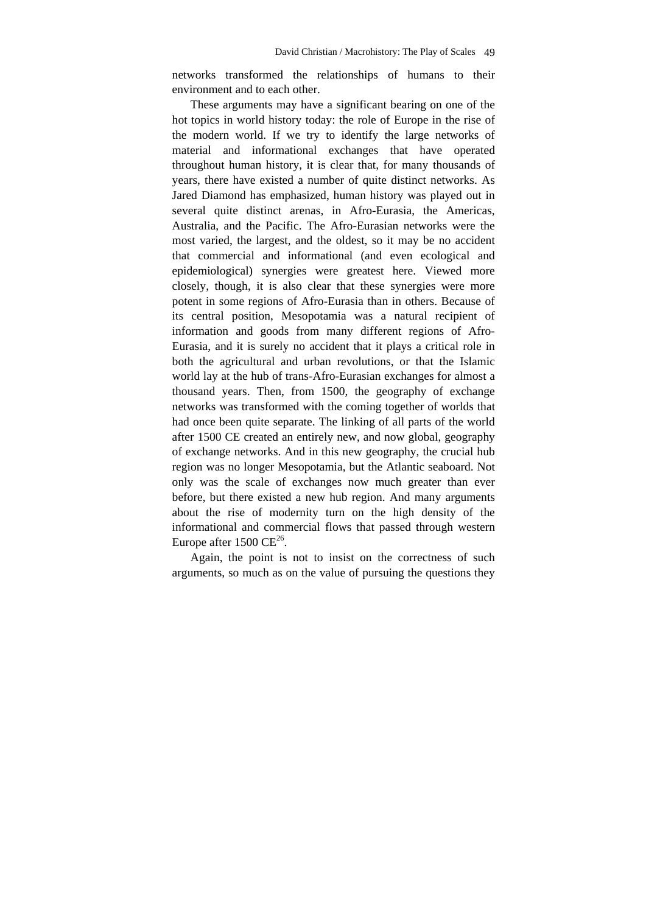networks transformed the relationships of humans to their environment and to each other.

These arguments may have a significant bearing on one of the hot topics in world history today: the role of Europe in the rise of the modern world. If we try to identify the large networks of material and informational exchanges that have operated throughout human history, it is clear that, for many thousands of years, there have existed a number of quite distinct networks. As Jared Diamond has emphasized, human history was played out in several quite distinct arenas, in Afro-Eurasia, the Americas, Australia, and the Pacific. The Afro-Eurasian networks were the most varied, the largest, and the oldest, so it may be no accident that commercial and informational (and even ecological and epidemiological) synergies were greatest here. Viewed more closely, though, it is also clear that these synergies were more potent in some regions of Afro-Eurasia than in others. Because of its central position, Mesopotamia was a natural recipient of information and goods from many different regions of Afro-Eurasia, and it is surely no accident that it plays a critical role in both the agricultural and urban revolutions, or that the Islamic world lay at the hub of trans-Afro-Eurasian exchanges for almost a thousand years. Then, from 1500, the geography of exchange networks was transformed with the coming together of worlds that had once been quite separate. The linking of all parts of the world after 1500 CE created an entirely new, and now global, geography of exchange networks. And in this new geography, the crucial hub region was no longer Mesopotamia, but the Atlantic seaboard. Not only was the scale of exchanges now much greater than ever before, but there existed a new hub region. And many arguments about the rise of modernity turn on the high density of the informational and commercial flows that passed through western Europe after 1500 CE[26].

Again, the point is not to insist on the correctness of such arguments, so much as on the value of pursuing the questions they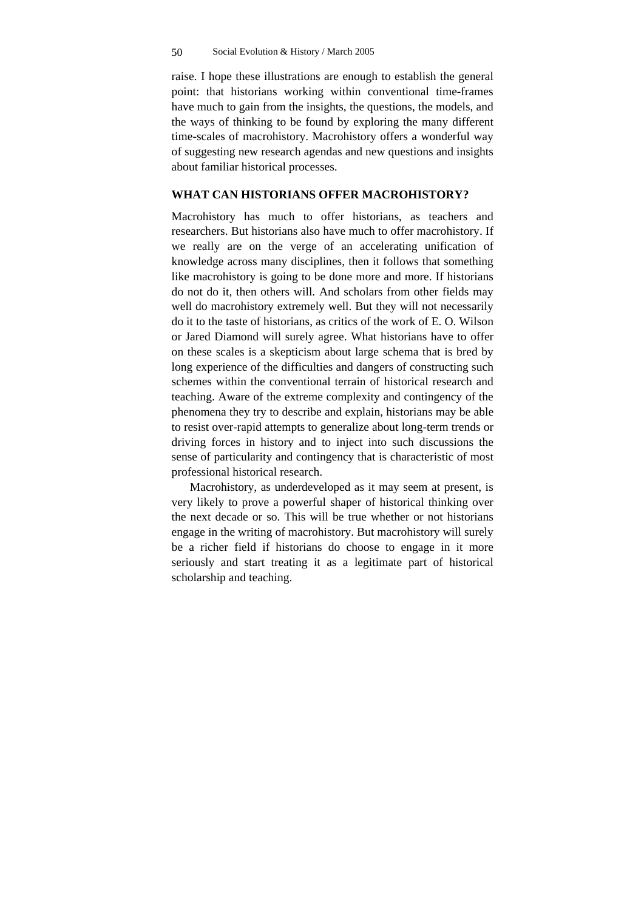raise. I hope these illustrations are enough to establish the general point: that historians working within conventional time-frames have much to gain from the insights, the questions, the models, and the ways of thinking to be found by exploring the many different time-scales of macrohistory. Macrohistory offers a wonderful way of suggesting new research agendas and new questions and insights about familiar historical processes.

## WHAT CAN HISTORIANS OFFER MACROHISTORY?

Macrohistory has much to offer historians, as teachers and researchers. But historians also have much to offer macrohistory. If we really are on the verge of an accelerating unification of knowledge across many disciplines, then it follows that something like macrohistory is going to be done more and more. If historians do not do it, then others will. And scholars from other fields may well do macrohistory extremely well. But they will not necessarily do it to the taste of historians, as critics of the work of E. O. Wilson or Jared Diamond will surely agree. What historians have to offer on these scales is a skepticism about large schema that is bred by long experience of the difficulties and dangers of constructing such schemes within the conventional terrain of historical research and teaching. Aware of the extreme complexity and contingency of the phenomena they try to describe and explain, historians may be able to resist over-rapid attempts to generalize about long-term trends or driving forces in history and to inject into such discussions the sense of particularity and contingency that is characteristic of most professional historical research.

Macrohistory, as underdeveloped as it may seem at present, is very likely to prove a powerful shaper of historical thinking over the next decade or so. This will be true whether or not historians engage in the writing of macrohistory. But macrohistory will surely be a richer field if historians do choose to engage in it more seriously and start treating it as a legitimate part of historical scholarship and teaching.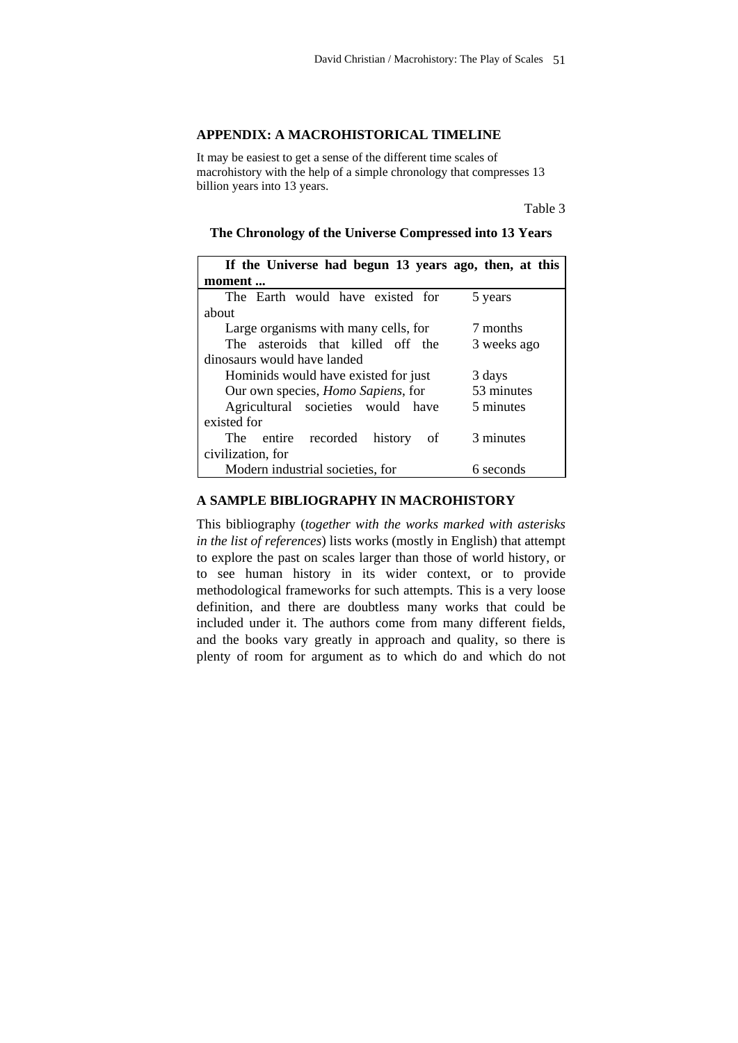## APPENDIX: A MACROHISTORICAL TIMELINE

It may be easiest to get a sense of the different time scales of macrohistory with the help of a simple chronology that compresses 13 billion years into 13 years.

Table 3

**The Chronology of the Universe Compressed into 13 Years**

| **If the Universe had begun 13 years ago, then, at this moment ...** | |
|---|---|
| The Earth would have existed for about | 5 years |
| Large organisms with many cells, for | 7 months |
| The asteroids that killed off the dinosaurs would have landed | 3 weeks ago |
| Hominids would have existed for just | 3 days |
| Our own species, *Homo Sapiens*, for | 53 minutes |
| Agricultural societies would have existed for | 5 minutes |
| The entire recorded history of civilization, for | 3 minutes |
| Modern industrial societies, for | 6 seconds |

## A SAMPLE BIBLIOGRAPHY IN MACROHISTORY

This bibliography (*together with the works marked with asterisks in the list of references*) lists works (mostly in English) that attempt to explore the past on scales larger than those of world history, or to see human history in its wider context, or to provide methodological frameworks for such attempts. This is a very loose definition, and there are doubtless many works that could be included under it. The authors come from many different fields, and the books vary greatly in approach and quality, so there is plenty of room for argument as to which do and which do not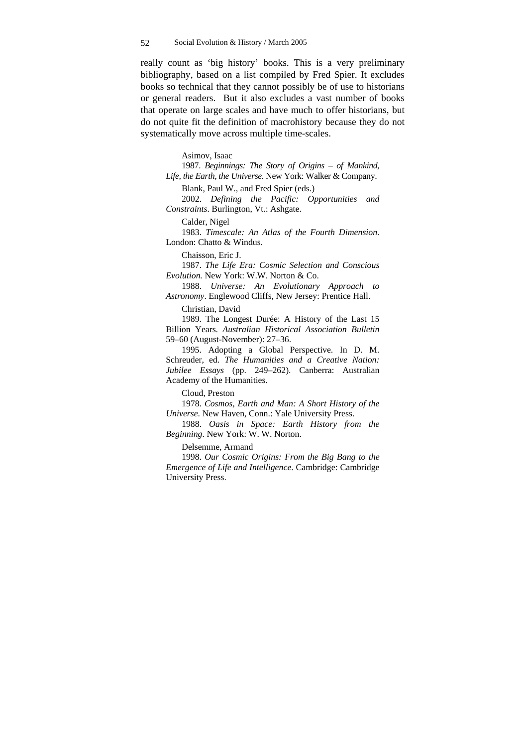really count as 'big history' books. This is a very preliminary bibliography, based on a list compiled by Fred Spier. It excludes books so technical that they cannot possibly be of use to historians or general readers. But it also excludes a vast number of books that operate on large scales and have much to offer historians, but do not quite fit the definition of macrohistory because they do not systematically move across multiple time-scales.

Asimov, Isaac

1987. *Beginnings: The Story of Origins – of Mankind, Life, the Earth, the Universe*. New York: Walker & Company.

Blank, Paul W., and Fred Spier (eds.)

2002. *Defining the Pacific: Opportunities and Constraints*. Burlington, Vt.: Ashgate.

Calder, Nigel

1983. *Timescale: An Atlas of the Fourth Dimension*. London: Chatto & Windus.

Chaisson, Eric J.

1987. *The Life Era: Cosmic Selection and Conscious Evolution.* New York: W.W. Norton & Co.

1988. *Universe: An Evolutionary Approach to Astronomy*. Englewood Cliffs, New Jersey: Prentice Hall.

Christian, David

1989. The Longest Durée: A History of the Last 15 Billion Years. *Australian Historical Association Bulletin* 59–60 (August-November): 27–36.

1995. Adopting a Global Perspective. In D. M. Schreuder, ed. *The Humanities and a Creative Nation: Jubilee Essays* (pp. 249–262). Canberra: Australian Academy of the Humanities.

Cloud, Preston

1978. *Cosmos, Earth and Man: A Short History of the Universe*. New Haven, Conn.: Yale University Press.

1988. *Oasis in Space: Earth History from the Beginning*. New York: W. W. Norton.

Delsemme, Armand

1998. *Our Cosmic Origins: From the Big Bang to the Emergence of Life and Intelligence*. Cambridge: Cambridge University Press.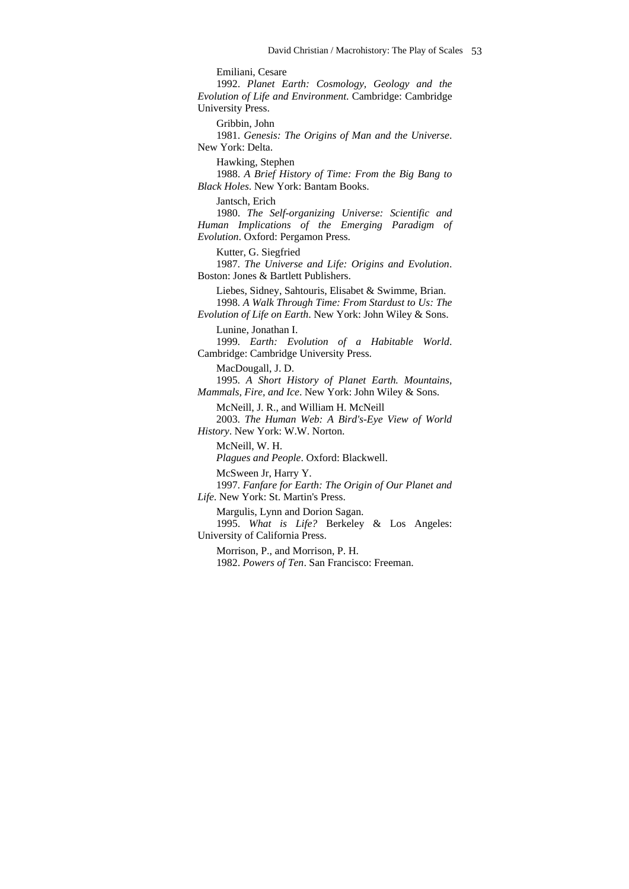Emiliani, Cesare

1992. *Planet Earth: Cosmology, Geology and the Evolution of Life and Environment*. Cambridge: Cambridge University Press.

Gribbin, John

1981. *Genesis: The Origins of Man and the Universe*. New York: Delta.

Hawking, Stephen

1988. *A Brief History of Time: From the Big Bang to Black Holes*. New York: Bantam Books.

Jantsch, Erich

1980. *The Self-organizing Universe: Scientific and Human Implications of the Emerging Paradigm of Evolution*. Oxford: Pergamon Press.

Kutter, G. Siegfried

1987. *The Universe and Life: Origins and Evolution*. Boston: Jones & Bartlett Publishers.

Liebes, Sidney, Sahtouris, Elisabet & Swimme, Brian.

1998. *A Walk Through Time: From Stardust to Us: The Evolution of Life on Earth*. New York: John Wiley & Sons.

Lunine, Jonathan I.

1999. *Earth: Evolution of a Habitable World*. Cambridge: Cambridge University Press.

MacDougall, J. D.

1995. *A Short History of Planet Earth. Mountains, Mammals, Fire, and Ice*. New York: John Wiley & Sons.

McNeill, J. R., and William H. McNeill

2003. *The Human Web: A Bird's-Eye View of World History*. New York: W.W. Norton.

McNeill, W. H.

*Plagues and People*. Oxford: Blackwell.

McSween Jr, Harry Y.

1997. *Fanfare for Earth: The Origin of Our Planet and Life*. New York: St. Martin's Press.

Margulis, Lynn and Dorion Sagan.

1995. *What is Life?* Berkeley & Los Angeles: University of California Press.

Morrison, P., and Morrison, P. H.

1982. *Powers of Ten*. San Francisco: Freeman.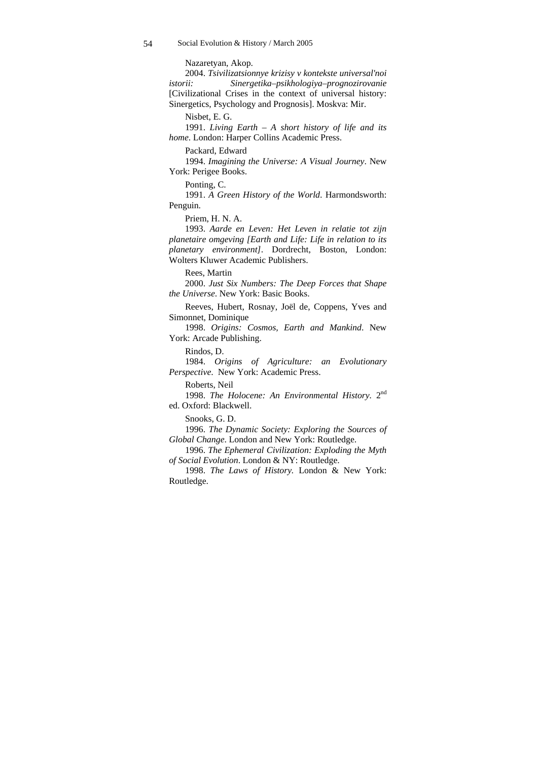Nazaretyan, Akop.

2004. *Tsivilizatsionnye krizisy v kontekste universal'noi istorii: Sinergetika–psikhologiya–prognozirovanie* [Civilizational Crises in the context of universal history: Sinergetics, Psychology and Prognosis]. Moskva: Mir.

Nisbet, E. G.

1991. *Living Earth – A short history of life and its home*. London: Harper Collins Academic Press.

Packard, Edward

1994. *Imagining the Universe: A Visual Journey*. New York: Perigee Books.

Ponting, C.

1991. *A Green History of the World*. Harmondsworth: Penguin.

Priem, H. N. A.

1993. *Aarde en Leven: Het Leven in relatie tot zijn planetaire omgeving [Earth and Life: Life in relation to its planetary environment]*. Dordrecht, Boston, London: Wolters Kluwer Academic Publishers.

Rees, Martin

2000. *Just Six Numbers: The Deep Forces that Shape the Universe*. New York: Basic Books.

Reeves, Hubert, Rosnay, Joël de, Coppens, Yves and Simonnet, Dominique

1998. *Origins: Cosmos, Earth and Mankind*. New York: Arcade Publishing.

Rindos, D.

1984. *Origins of Agriculture: an Evolutionary Perspective*. New York: Academic Press.

Roberts, Neil

1998. *The Holocene: An Environmental History*. 2nd ed. Oxford: Blackwell.

Snooks, G. D.

1996. *The Dynamic Society: Exploring the Sources of Global Change*. London and New York: Routledge.

1996. *The Ephemeral Civilization: Exploding the Myth of Social Evolution*. London & NY: Routledge.

1998. *The Laws of History.* London & New York: Routledge.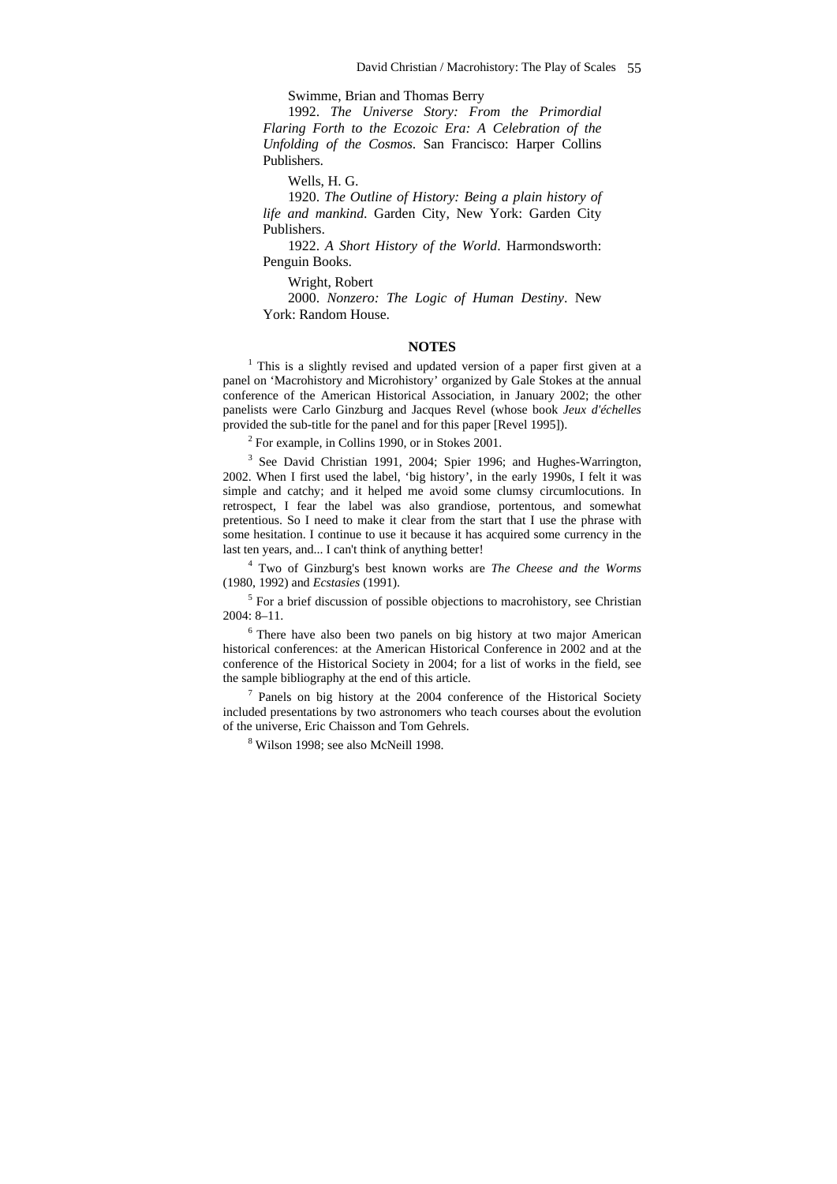Swimme, Brian and Thomas Berry

1992. *The Universe Story: From the Primordial Flaring Forth to the Ecozoic Era: A Celebration of the Unfolding of the Cosmos*. San Francisco: Harper Collins Publishers.

Wells, H. G.

1920. *The Outline of History: Being a plain history of life and mankind.* Garden City, New York: Garden City Publishers.

1922. *A Short History of the World*. Harmondsworth: Penguin Books.

Wright, Robert

2000. *Nonzero: The Logic of Human Destiny*. New York: Random House.

## NOTES

[1] This is a slightly revised and updated version of a paper first given at a panel on 'Macrohistory and Microhistory' organized by Gale Stokes at the annual conference of the American Historical Association, in January 2002; the other panelists were Carlo Ginzburg and Jacques Revel (whose book *Jeux d'échelles* provided the sub-title for the panel and for this paper [Revel 1995]).

[2] For example, in Collins 1990, or in Stokes 2001.

[3] See David Christian 1991, 2004; Spier 1996; and Hughes-Warrington, 2002. When I first used the label, 'big history', in the early 1990s, I felt it was simple and catchy; and it helped me avoid some clumsy circumlocutions. In retrospect, I fear the label was also grandiose, portentous, and somewhat pretentious. So I need to make it clear from the start that I use the phrase with some hesitation. I continue to use it because it has acquired some currency in the last ten years, and... I can't think of anything better!

[4] Two of Ginzburg's best known works are *The Cheese and the Worms* (1980, 1992) and *Ecstasies* (1991).

[5] For a brief discussion of possible objections to macrohistory, see Christian 2004: 8–11.

[6] There have also been two panels on big history at two major American historical conferences: at the American Historical Conference in 2002 and at the conference of the Historical Society in 2004; for a list of works in the field, see the sample bibliography at the end of this article.

[7] Panels on big history at the 2004 conference of the Historical Society included presentations by two astronomers who teach courses about the evolution of the universe, Eric Chaisson and Tom Gehrels.

[8] Wilson 1998; see also McNeill 1998.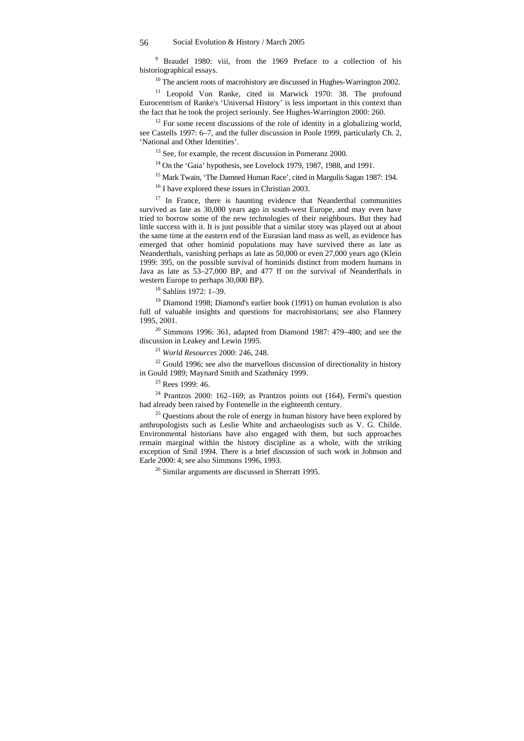[9] Braudel 1980: viii, from the 1969 Preface to a collection of his historiographical essays.

[10] The ancient roots of macrohistory are discussed in Hughes-Warrington 2002.

[11] Leopold Von Ranke, cited in Marwick 1970: 38. The profound Eurocentrism of Ranke's 'Universal History' is less important in this context than the fact that he took the project seriously. See Hughes-Warrington 2000: 260.

[12] For some recent discussions of the role of identity in a globalizing world, see Castells 1997: 6–7, and the fuller discussion in Poole 1999, particularly Ch. 2, 'National and Other Identities'.

[13] See, for example, the recent discussion in Pomeranz 2000.

[14] On the 'Gaia' hypothesis, see Lovelock 1979, 1987, 1988, and 1991.

[15] Mark Twain, 'The Damned Human Race', cited in Margulis Sagan 1987: 194.

[16] I have explored these issues in Christian 2003.

[17] In France, there is haunting evidence that Neanderthal communities survived as late as 30,000 years ago in south-west Europe, and may even have tried to borrow some of the new technologies of their neighbours. But they had little success with it. It is just possible that a similar story was played out at about the same time at the eastern end of the Eurasian land mass as well, as evidence has emerged that other hominid populations may have survived there as late as Neanderthals, vanishing perhaps as late as 50,000 or even 27,000 years ago (Klein 1999: 395, on the possible survival of hominids distinct from modern humans in Java as late as 53–27,000 BP, and 477 ff on the survival of Neanderthals in western Europe to perhaps 30,000 BP).

[18] Sahlins 1972: 1–39.

[19] Diamond 1998; Diamond's earlier book (1991) on human evolution is also full of valuable insights and questions for macrohistorians; see also Flannery 1995, 2001.

[20] Simmons 1996: 361, adapted from Diamond 1987: 479–480; and see the discussion in Leakey and Lewin 1995.

[21] *World Resources* 2000: 246, 248.

[22] Gould 1996; see also the marvellous discussion of directionality in history in Gould 1989; Maynard Smith and Szathmáry 1999.

[23] Rees 1999: 46.

[24] Prantzos 2000: 162–169; as Prantzos points out (164), Fermi's question had already been raised by Fontenelle in the eighteenth century.

[25] Questions about the role of energy in human history have been explored by anthropologists such as Leslie White and archaeologists such as V. G. Childe. Environmental historians have also engaged with them, but such approaches remain marginal within the history discipline as a whole, with the striking exception of Smil 1994. There is a brief discussion of such work in Johnson and Earle 2000: 4; see also Simmons 1996, 1993.

[26] Similar arguments are discussed in Sherratt 1995.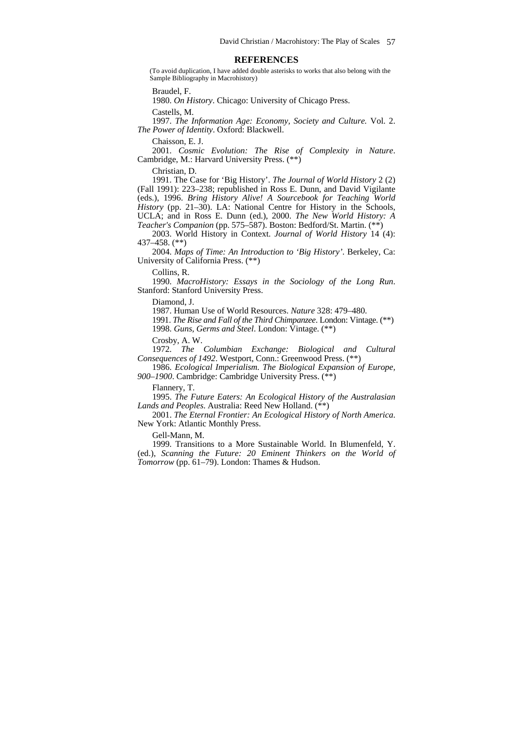## REFERENCES

(To avoid duplication, I have added double asterisks to works that also belong with the Sample Bibliography in Macrohistory)

Braudel, F.

1980. *On History*. Chicago: University of Chicago Press.

Castells, M.

1997. *The Information Age: Economy, Society and Culture.* Vol. 2. *The Power of Identity*. Oxford: Blackwell.

Chaisson, E. J.

2001. *Cosmic Evolution: The Rise of Complexity in Nature*. Cambridge, M.: Harvard University Press. (**)

Christian, D.

1991. The Case for 'Big History'. *The Journal of World History* 2 (2) (Fall 1991): 223–238; republished in Ross E. Dunn, and David Vigilante (eds.), 1996. *Bring History Alive! A Sourcebook for Teaching World History* (pp. 21–30). LA: National Centre for History in the Schools, UCLA; and in Ross E. Dunn (ed.), 2000. *The New World History: A Teacher's Companion* (pp. 575–587). Boston: Bedford/St. Martin. (**)

2003. World History in Context. *Journal of World History* 14 (4): 437–458. (**)

2004. *Maps of Time: An Introduction to 'Big History'*. Berkeley, Ca: University of California Press. (**)

Collins, R.

1990. *MacroHistory: Essays in the Sociology of the Long Run*. Stanford: Stanford University Press.

Diamond, J.

1987. Human Use of World Resources. *Nature* 328: 479–480.

1991. *The Rise and Fall of the Third Chimpanzee*. London: Vintage. (**)

1998. *Guns, Germs and Steel*. London: Vintage. (**)

Crosby, A. W.

1972. *The Columbian Exchange: Biological and Cultural Consequences of 1492*. Westport, Conn.: Greenwood Press. (**)

1986. *Ecological Imperialism. The Biological Expansion of Europe, 900–1900*. Cambridge: Cambridge University Press. (**)

Flannery, T.

1995. *The Future Eaters: An Ecological History of the Australasian Lands and Peoples*. Australia: Reed New Holland. (**)

2001. *The Eternal Frontier: An Ecological History of North America*. New York: Atlantic Monthly Press.

Gell-Mann, M.

1999. Transitions to a More Sustainable World. In Blumenfeld, Y. (ed.), *Scanning the Future: 20 Eminent Thinkers on the World of Tomorrow* (pp. 61–79). London: Thames & Hudson.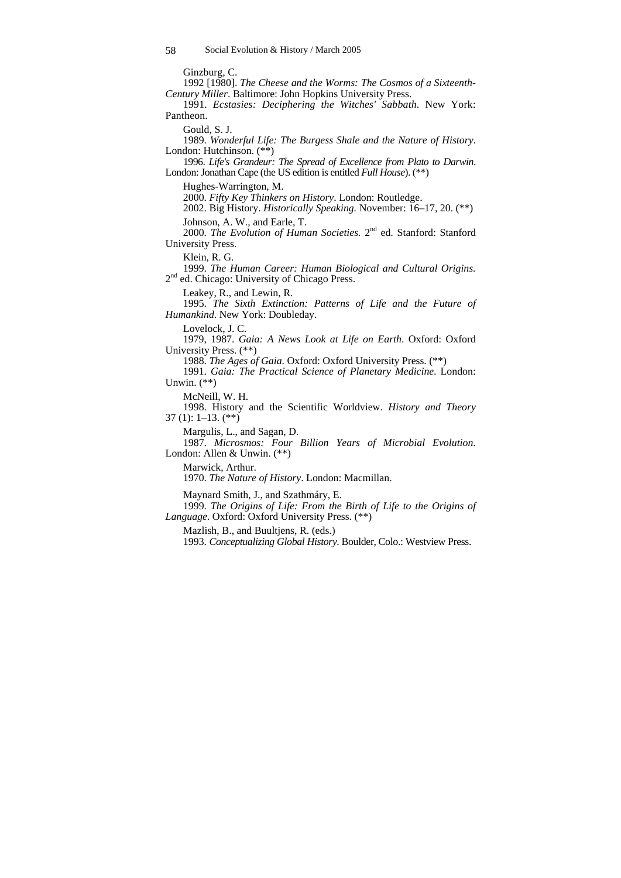Ginzburg, C.

1992 [1980]. *The Cheese and the Worms: The Cosmos of a Sixteenth-Century Miller*. Baltimore: John Hopkins University Press.

1991. *Ecstasies: Deciphering the Witches' Sabbath*. New York: Pantheon.

Gould, S. J.

1989. *Wonderful Life: The Burgess Shale and the Nature of History*. London: Hutchinson. (**)

1996. *Life's Grandeur: The Spread of Excellence from Plato to Darwin*. London: Jonathan Cape (the US edition is entitled *Full House*). (**)

Hughes-Warrington, M.

2000. *Fifty Key Thinkers on History*. London: Routledge.

2002. Big History. *Historically Speaking*. November: 16–17, 20. (**)

Johnson, A. W., and Earle, T.

2000. *The Evolution of Human Societies*. 2nd ed. Stanford: Stanford University Press.

Klein, R. G.

1999. *The Human Career: Human Biological and Cultural Origins*. 2nd ed. Chicago: University of Chicago Press.

Leakey, R., and Lewin, R.

1995. *The Sixth Extinction: Patterns of Life and the Future of Humankind*. New York: Doubleday.

Lovelock, J. C.

1979, 1987. *Gaia: A News Look at Life on Earth*. Oxford: Oxford University Press. (**)

1988. *The Ages of Gaia*. Oxford: Oxford University Press. (**)

1991. *Gaia: The Practical Science of Planetary Medicine*. London: Unwin. (**)

McNeill, W. H.

1998. History and the Scientific Worldview. *History and Theory* 37 (1): 1–13. (**)

Margulis, L., and Sagan, D.

1987. *Microsmos: Four Billion Years of Microbial Evolution*. London: Allen & Unwin. (**)

Marwick, Arthur.

1970. *The Nature of History*. London: Macmillan.

Maynard Smith, J., and Szathmáry, E.

1999. *The Origins of Life: From the Birth of Life to the Origins of Language*. Oxford: Oxford University Press. (**)

Mazlish, B., and Buultjens, R. (eds.)

1993. *Conceptualizing Global History*. Boulder, Colo.: Westview Press.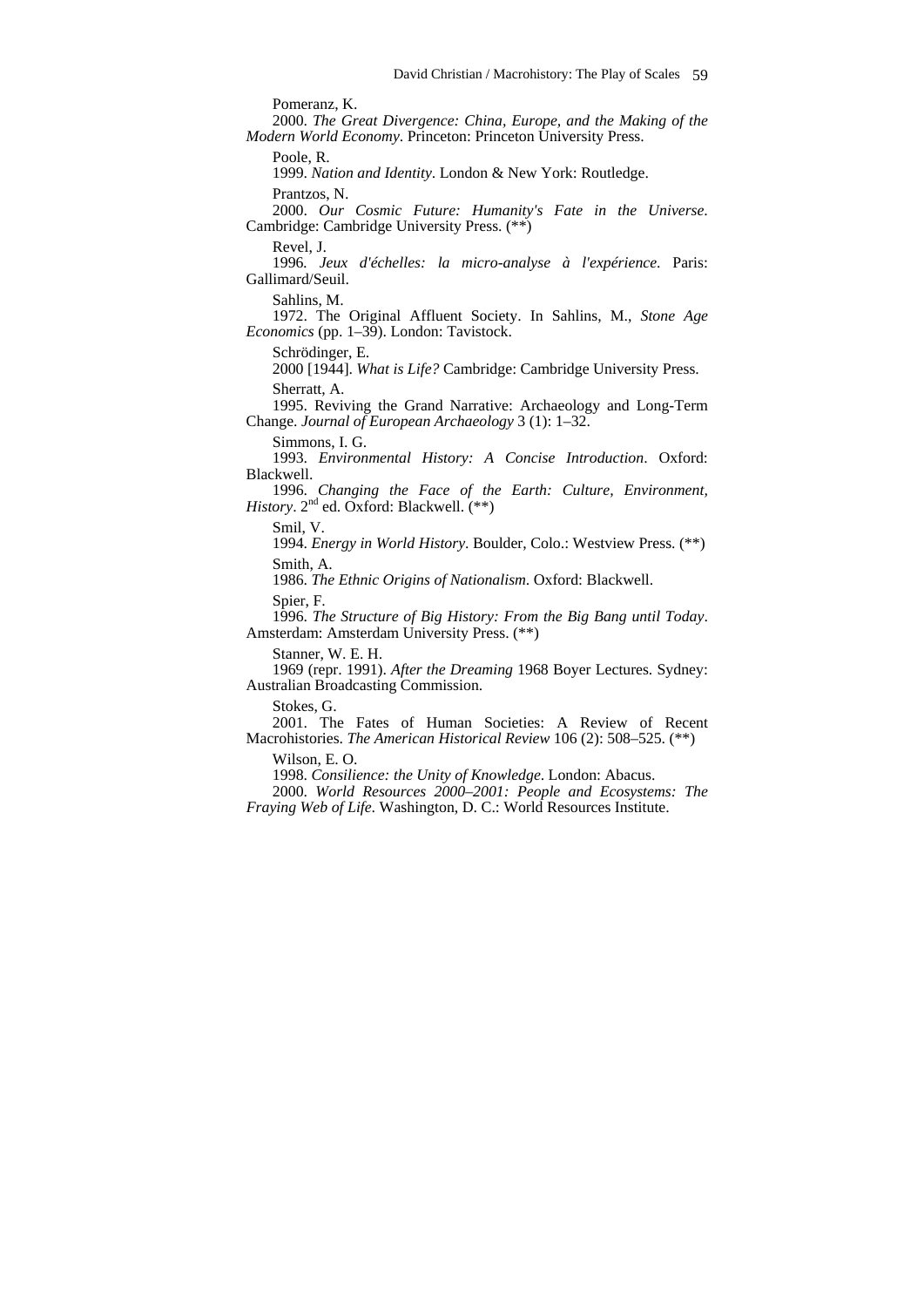Pomeranz, K.

2000. *The Great Divergence: China, Europe, and the Making of the Modern World Economy*. Princeton: Princeton University Press.

Poole, R.

1999. *Nation and Identity*. London & New York: Routledge.

Prantzos, N.

2000. *Our Cosmic Future: Humanity's Fate in the Universe*. Cambridge: Cambridge University Press. (**)

Revel, J.

1996. *Jeux d'échelles: la micro-analyse à l'expérience*. Paris: Gallimard/Seuil.

Sahlins, M.

1972. The Original Affluent Society. In Sahlins, M., *Stone Age Economics* (pp. 1–39). London: Tavistock.

Schrödinger, E.

2000 [1944]. *What is Life?* Cambridge: Cambridge University Press.

Sherratt, A.

1995. Reviving the Grand Narrative: Archaeology and Long-Term Change. *Journal of European Archaeology* 3 (1): 1–32.

Simmons, I. G.

1993. *Environmental History: A Concise Introduction*. Oxford: Blackwell.

1996. *Changing the Face of the Earth: Culture, Environment, History*. 2nd ed. Oxford: Blackwell. (**)

Smil, V.

1994. *Energy in World History*. Boulder, Colo.: Westview Press. (**)

Smith, A.

1986. *The Ethnic Origins of Nationalism*. Oxford: Blackwell.

Spier, F.

1996. *The Structure of Big History: From the Big Bang until Today*. Amsterdam: Amsterdam University Press. (**)

Stanner, W. E. H.

1969 (repr. 1991). *After the Dreaming* 1968 Boyer Lectures. Sydney: Australian Broadcasting Commission.

Stokes, G.

2001. The Fates of Human Societies: A Review of Recent Macrohistories. *The American Historical Review* 106 (2): 508–525. (**)

Wilson, E. O.

1998. *Consilience: the Unity of Knowledge*. London: Abacus.

2000. *World Resources 2000–2001: People and Ecosystems: The Fraying Web of Life*. Washington, D. C.: World Resources Institute.